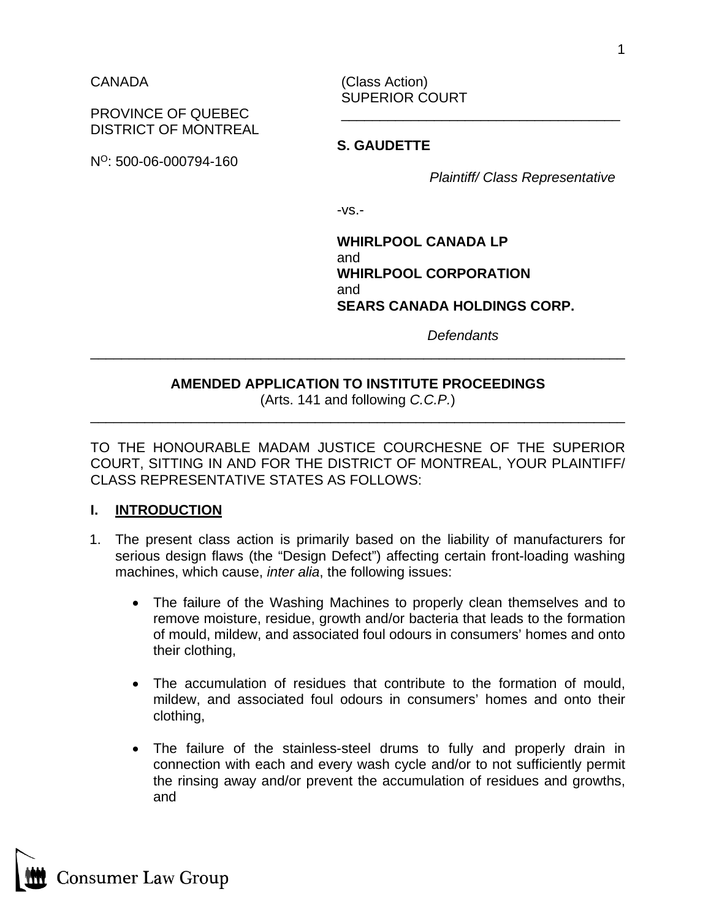CANADA

PROVINCE OF QUEBEC
DISTRICT OF MONTREAL

N[O]: 500-06-000794-160

(Class Action)
SUPERIOR COURT

---

**S. GAUDETTE**

*Plaintiff/ Class Representative*

-vs.-

**WHIRLPOOL CANADA LP**
and
**WHIRLPOOL CORPORATION**
and
**SEARS CANADA HOLDINGS CORP.**

*Defendants*

---

**AMENDED APPLICATION TO INSTITUTE PROCEEDINGS**
(Arts. 141 and following *C.C.P.*)

---

TO THE HONOURABLE MADAM JUSTICE COURCHESNE OF THE SUPERIOR COURT, SITTING IN AND FOR THE DISTRICT OF MONTREAL, YOUR PLAINTIFF/ CLASS REPRESENTATIVE STATES AS FOLLOWS:

## I. INTRODUCTION

1. The present class action is primarily based on the liability of manufacturers for serious design flaws (the "Design Defect") affecting certain front-loading washing machines, which cause, *inter alia*, the following issues:

   - The failure of the Washing Machines to properly clean themselves and to remove moisture, residue, growth and/or bacteria that leads to the formation of mould, mildew, and associated foul odours in consumers' homes and onto their clothing,

   - The accumulation of residues that contribute to the formation of mould, mildew, and associated foul odours in consumers' homes and onto their clothing,

   - The failure of the stainless-steel drums to fully and properly drain in connection with each and every wash cycle and/or to not sufficiently permit the rinsing away and/or prevent the accumulation of residues and growths, and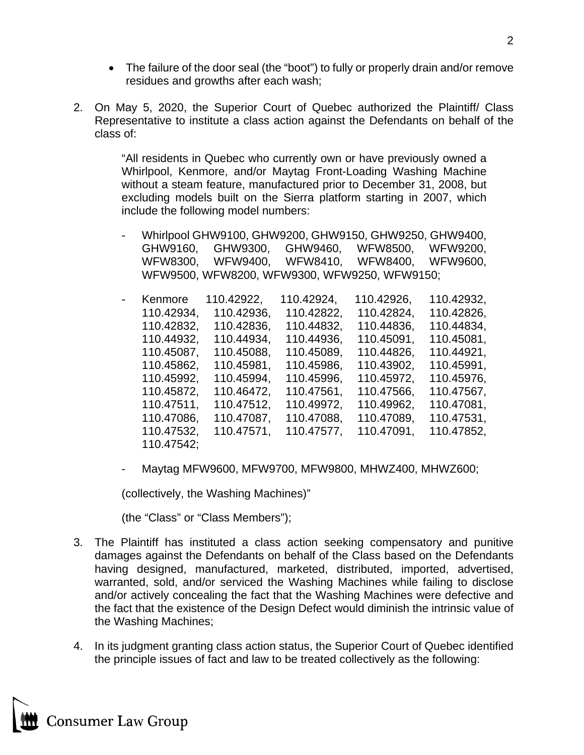- The failure of the door seal (the "boot") to fully or properly drain and/or remove residues and growths after each wash;

2. On May 5, 2020, the Superior Court of Quebec authorized the Plaintiff/ Class Representative to institute a class action against the Defendants on behalf of the class of:

   "All residents in Quebec who currently own or have previously owned a Whirlpool, Kenmore, and/or Maytag Front-Loading Washing Machine without a steam feature, manufactured prior to December 31, 2008, but excluding models built on the Sierra platform starting in 2007, which include the following model numbers:

   - Whirlpool GHW9100, GHW9200, GHW9150, GHW9250, GHW9400, GHW9160, GHW9300, GHW9460, WFW8500, WFW9200, WFW8300, WFW9400, WFW8410, WFW8400, WFW9600, WFW9500, WFW8200, WFW9300, WFW9250, WFW9150;

   - Kenmore 110.42922, 110.42924, 110.42926, 110.42932, 110.42934, 110.42936, 110.42822, 110.42824, 110.42826, 110.42832, 110.42836, 110.44832, 110.44836, 110.44834, 110.44932, 110.44934, 110.44936, 110.45091, 110.45081, 110.45087, 110.45088, 110.45089, 110.44826, 110.44921, 110.45862, 110.45981, 110.45986, 110.43902, 110.45991, 110.45992, 110.45994, 110.45996, 110.45972, 110.45976, 110.45872, 110.46472, 110.47561, 110.47566, 110.47567, 110.47511, 110.47512, 110.49972, 110.49962, 110.47081, 110.47086, 110.47087, 110.47088, 110.47089, 110.47531, 110.47532, 110.47571, 110.47577, 110.47091, 110.47852, 110.47542;

   - Maytag MFW9600, MFW9700, MFW9800, MHWZ400, MHWZ600;

   (collectively, the Washing Machines)"

   (the "Class" or "Class Members");

3. The Plaintiff has instituted a class action seeking compensatory and punitive damages against the Defendants on behalf of the Class based on the Defendants having designed, manufactured, marketed, distributed, imported, advertised, warranted, sold, and/or serviced the Washing Machines while failing to disclose and/or actively concealing the fact that the Washing Machines were defective and the fact that the existence of the Design Defect would diminish the intrinsic value of the Washing Machines;

4. In its judgment granting class action status, the Superior Court of Quebec identified the principle issues of fact and law to be treated collectively as the following: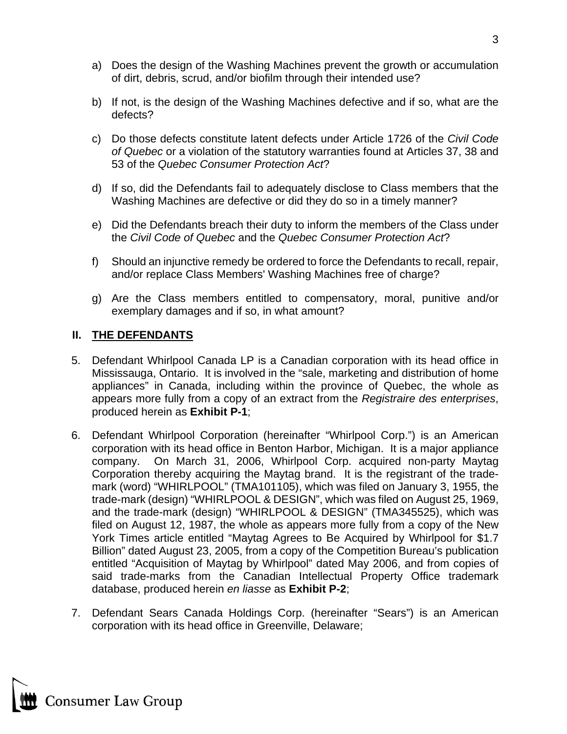a) Does the design of the Washing Machines prevent the growth or accumulation of dirt, debris, scrud, and/or biofilm through their intended use?

b) If not, is the design of the Washing Machines defective and if so, what are the defects?

c) Do those defects constitute latent defects under Article 1726 of the *Civil Code of Quebec* or a violation of the statutory warranties found at Articles 37, 38 and 53 of the *Quebec Consumer Protection Act*?

d) If so, did the Defendants fail to adequately disclose to Class members that the Washing Machines are defective or did they do so in a timely manner?

e) Did the Defendants breach their duty to inform the members of the Class under the *Civil Code of Quebec* and the *Quebec Consumer Protection Act*?

f) Should an injunctive remedy be ordered to force the Defendants to recall, repair, and/or replace Class Members' Washing Machines free of charge?

g) Are the Class members entitled to compensatory, moral, punitive and/or exemplary damages and if so, in what amount?

## II. THE DEFENDANTS

5. Defendant Whirlpool Canada LP is a Canadian corporation with its head office in Mississauga, Ontario. It is involved in the "sale, marketing and distribution of home appliances" in Canada, including within the province of Quebec, the whole as appears more fully from a copy of an extract from the *Registraire des enterprises*, produced herein as **Exhibit P-1**;

6. Defendant Whirlpool Corporation (hereinafter "Whirlpool Corp.") is an American corporation with its head office in Benton Harbor, Michigan. It is a major appliance company. On March 31, 2006, Whirlpool Corp. acquired non-party Maytag Corporation thereby acquiring the Maytag brand. It is the registrant of the trade-mark (word) "WHIRLPOOL" (TMA101105), which was filed on January 3, 1955, the trade-mark (design) "WHIRLPOOL & DESIGN", which was filed on August 25, 1969, and the trade-mark (design) "WHIRLPOOL & DESIGN" (TMA345525), which was filed on August 12, 1987, the whole as appears more fully from a copy of the New York Times article entitled "Maytag Agrees to Be Acquired by Whirlpool for $1.7 Billion" dated August 23, 2005, from a copy of the Competition Bureau's publication entitled "Acquisition of Maytag by Whirlpool" dated May 2006, and from copies of said trade-marks from the Canadian Intellectual Property Office trademark database, produced herein *en liasse* as **Exhibit P-2**;

7. Defendant Sears Canada Holdings Corp. (hereinafter "Sears") is an American corporation with its head office in Greenville, Delaware;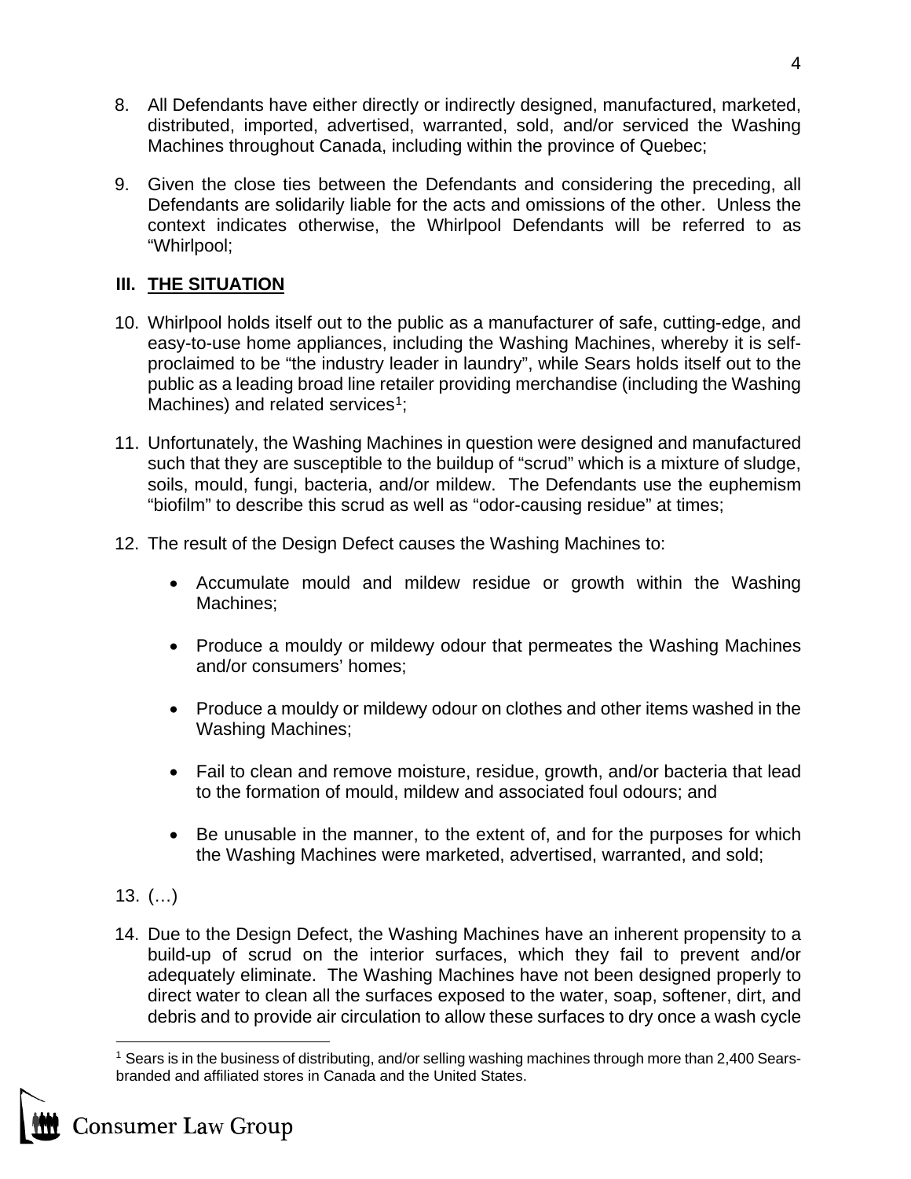8. All Defendants have either directly or indirectly designed, manufactured, marketed, distributed, imported, advertised, warranted, sold, and/or serviced the Washing Machines throughout Canada, including within the province of Quebec;

9. Given the close ties between the Defendants and considering the preceding, all Defendants are solidarily liable for the acts and omissions of the other. Unless the context indicates otherwise, the Whirlpool Defendants will be referred to as "Whirlpool;

## III. THE SITUATION

10. Whirlpool holds itself out to the public as a manufacturer of safe, cutting-edge, and easy-to-use home appliances, including the Washing Machines, whereby it is self-proclaimed to be "the industry leader in laundry", while Sears holds itself out to the public as a leading broad line retailer providing merchandise (including the Washing Machines) and related services[1];

11. Unfortunately, the Washing Machines in question were designed and manufactured such that they are susceptible to the buildup of "scrud" which is a mixture of sludge, soils, mould, fungi, bacteria, and/or mildew. The Defendants use the euphemism "biofilm" to describe this scrud as well as "odor-causing residue" at times;

12. The result of the Design Defect causes the Washing Machines to:

    - Accumulate mould and mildew residue or growth within the Washing Machines;
    - Produce a mouldy or mildewy odour that permeates the Washing Machines and/or consumers' homes;
    - Produce a mouldy or mildewy odour on clothes and other items washed in the Washing Machines;
    - Fail to clean and remove moisture, residue, growth, and/or bacteria that lead to the formation of mould, mildew and associated foul odours; and
    - Be unusable in the manner, to the extent of, and for the purposes for which the Washing Machines were marketed, advertised, warranted, and sold;

13. (…)

14. Due to the Design Defect, the Washing Machines have an inherent propensity to a build-up of scrud on the interior surfaces, which they fail to prevent and/or adequately eliminate. The Washing Machines have not been designed properly to direct water to clean all the surfaces exposed to the water, soap, softener, dirt, and debris and to provide air circulation to allow these surfaces to dry once a wash cycle

---

[1] Sears is in the business of distributing, and/or selling washing machines through more than 2,400 Sears-branded and affiliated stores in Canada and the United States.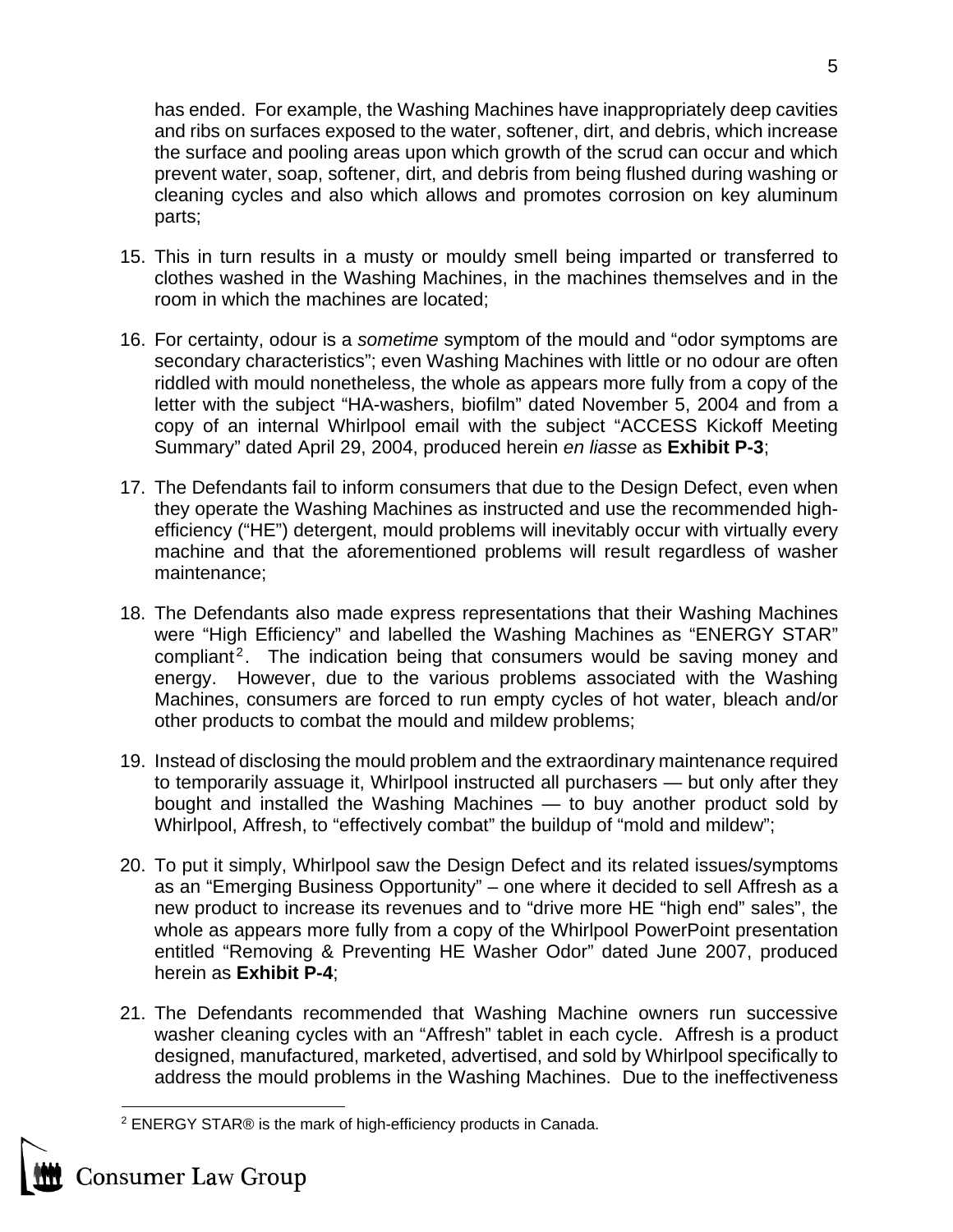has ended. For example, the Washing Machines have inappropriately deep cavities and ribs on surfaces exposed to the water, softener, dirt, and debris, which increase the surface and pooling areas upon which growth of the scrud can occur and which prevent water, soap, softener, dirt, and debris from being flushed during washing or cleaning cycles and also which allows and promotes corrosion on key aluminum parts;

15. This in turn results in a musty or mouldy smell being imparted or transferred to clothes washed in the Washing Machines, in the machines themselves and in the room in which the machines are located;

16. For certainty, odour is a *sometime* symptom of the mould and "odor symptoms are secondary characteristics"; even Washing Machines with little or no odour are often riddled with mould nonetheless, the whole as appears more fully from a copy of the letter with the subject "HA-washers, biofilm" dated November 5, 2004 and from a copy of an internal Whirlpool email with the subject "ACCESS Kickoff Meeting Summary" dated April 29, 2004, produced herein *en liasse* as **Exhibit P-3**;

17. The Defendants fail to inform consumers that due to the Design Defect, even when they operate the Washing Machines as instructed and use the recommended high-efficiency ("HE") detergent, mould problems will inevitably occur with virtually every machine and that the aforementioned problems will result regardless of washer maintenance;

18. The Defendants also made express representations that their Washing Machines were "High Efficiency" and labelled the Washing Machines as "ENERGY STAR" compliant[2]. The indication being that consumers would be saving money and energy. However, due to the various problems associated with the Washing Machines, consumers are forced to run empty cycles of hot water, bleach and/or other products to combat the mould and mildew problems;

19. Instead of disclosing the mould problem and the extraordinary maintenance required to temporarily assuage it, Whirlpool instructed all purchasers — but only after they bought and installed the Washing Machines — to buy another product sold by Whirlpool, Affresh, to "effectively combat" the buildup of "mold and mildew";

20. To put it simply, Whirlpool saw the Design Defect and its related issues/symptoms as an "Emerging Business Opportunity" – one where it decided to sell Affresh as a new product to increase its revenues and to "drive more HE "high end" sales", the whole as appears more fully from a copy of the Whirlpool PowerPoint presentation entitled "Removing & Preventing HE Washer Odor" dated June 2007, produced herein as **Exhibit P-4**;

21. The Defendants recommended that Washing Machine owners run successive washer cleaning cycles with an "Affresh" tablet in each cycle. Affresh is a product designed, manufactured, marketed, advertised, and sold by Whirlpool specifically to address the mould problems in the Washing Machines. Due to the ineffectiveness

[2] ENERGY STAR® is the mark of high-efficiency products in Canada.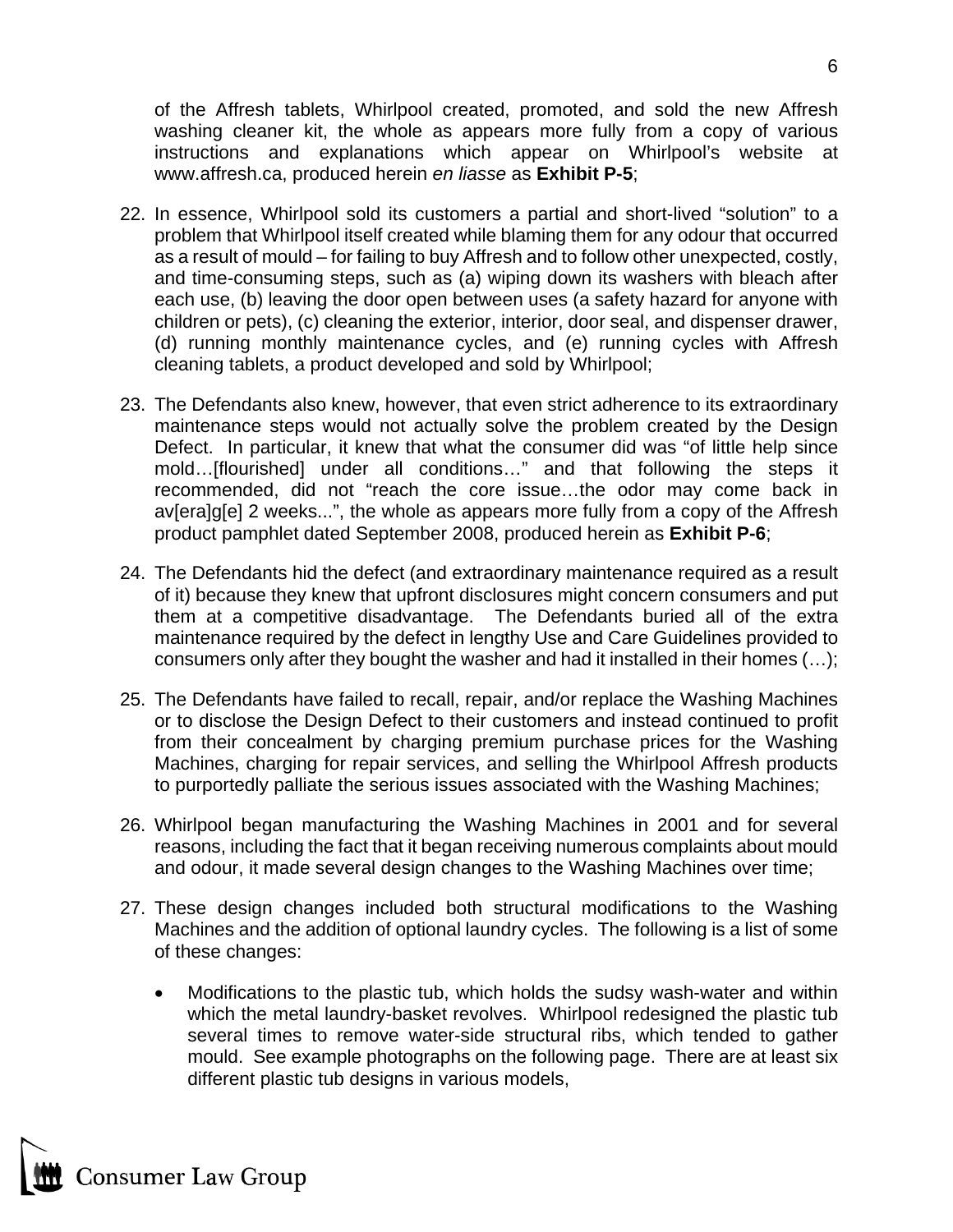of the Affresh tablets, Whirlpool created, promoted, and sold the new Affresh washing cleaner kit, the whole as appears more fully from a copy of various instructions and explanations which appear on Whirlpool's website at www.affresh.ca, produced herein *en liasse* as **Exhibit P-5**;

22. In essence, Whirlpool sold its customers a partial and short-lived "solution" to a problem that Whirlpool itself created while blaming them for any odour that occurred as a result of mould – for failing to buy Affresh and to follow other unexpected, costly, and time-consuming steps, such as (a) wiping down its washers with bleach after each use, (b) leaving the door open between uses (a safety hazard for anyone with children or pets), (c) cleaning the exterior, interior, door seal, and dispenser drawer, (d) running monthly maintenance cycles, and (e) running cycles with Affresh cleaning tablets, a product developed and sold by Whirlpool;

23. The Defendants also knew, however, that even strict adherence to its extraordinary maintenance steps would not actually solve the problem created by the Design Defect. In particular, it knew that what the consumer did was "of little help since mold…[flourished] under all conditions…" and that following the steps it recommended, did not "reach the core issue…the odor may come back in av[era]g[e] 2 weeks...", the whole as appears more fully from a copy of the Affresh product pamphlet dated September 2008, produced herein as **Exhibit P-6**;

24. The Defendants hid the defect (and extraordinary maintenance required as a result of it) because they knew that upfront disclosures might concern consumers and put them at a competitive disadvantage. The Defendants buried all of the extra maintenance required by the defect in lengthy Use and Care Guidelines provided to consumers only after they bought the washer and had it installed in their homes (…);

25. The Defendants have failed to recall, repair, and/or replace the Washing Machines or to disclose the Design Defect to their customers and instead continued to profit from their concealment by charging premium purchase prices for the Washing Machines, charging for repair services, and selling the Whirlpool Affresh products to purportedly palliate the serious issues associated with the Washing Machines;

26. Whirlpool began manufacturing the Washing Machines in 2001 and for several reasons, including the fact that it began receiving numerous complaints about mould and odour, it made several design changes to the Washing Machines over time;

27. These design changes included both structural modifications to the Washing Machines and the addition of optional laundry cycles. The following is a list of some of these changes:

    - Modifications to the plastic tub, which holds the sudsy wash-water and within which the metal laundry-basket revolves. Whirlpool redesigned the plastic tub several times to remove water-side structural ribs, which tended to gather mould. See example photographs on the following page. There are at least six different plastic tub designs in various models,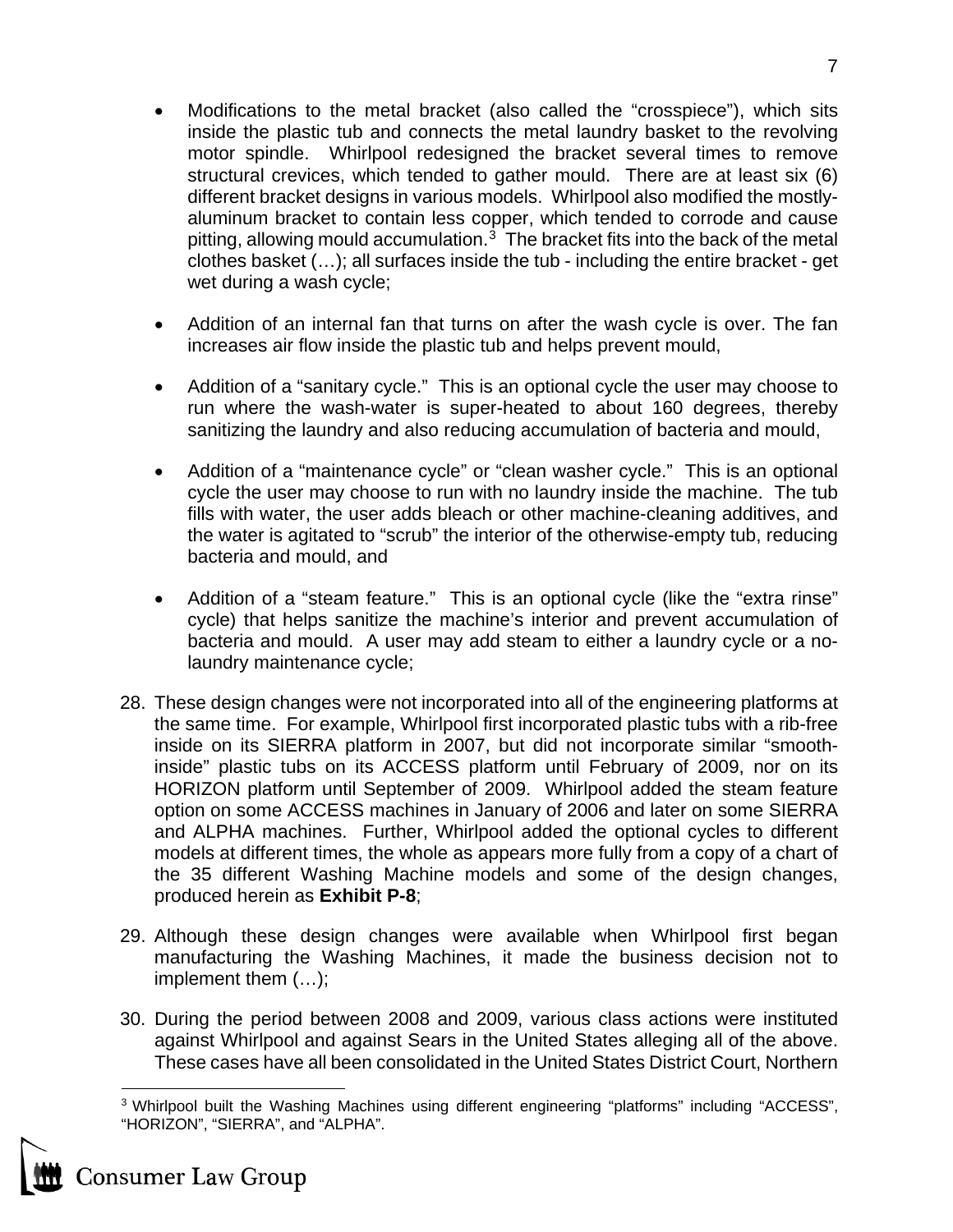- Modifications to the metal bracket (also called the "crosspiece"), which sits inside the plastic tub and connects the metal laundry basket to the revolving motor spindle. Whirlpool redesigned the bracket several times to remove structural crevices, which tended to gather mould. There are at least six (6) different bracket designs in various models. Whirlpool also modified the mostly-aluminum bracket to contain less copper, which tended to corrode and cause pitting, allowing mould accumulation.[3] The bracket fits into the back of the metal clothes basket (…); all surfaces inside the tub - including the entire bracket - get wet during a wash cycle;

- Addition of an internal fan that turns on after the wash cycle is over. The fan increases air flow inside the plastic tub and helps prevent mould,

- Addition of a "sanitary cycle." This is an optional cycle the user may choose to run where the wash-water is super-heated to about 160 degrees, thereby sanitizing the laundry and also reducing accumulation of bacteria and mould,

- Addition of a "maintenance cycle" or "clean washer cycle." This is an optional cycle the user may choose to run with no laundry inside the machine. The tub fills with water, the user adds bleach or other machine-cleaning additives, and the water is agitated to "scrub" the interior of the otherwise-empty tub, reducing bacteria and mould, and

- Addition of a "steam feature." This is an optional cycle (like the "extra rinse" cycle) that helps sanitize the machine's interior and prevent accumulation of bacteria and mould. A user may add steam to either a laundry cycle or a no-laundry maintenance cycle;

28. These design changes were not incorporated into all of the engineering platforms at the same time. For example, Whirlpool first incorporated plastic tubs with a rib-free inside on its SIERRA platform in 2007, but did not incorporate similar "smooth-inside" plastic tubs on its ACCESS platform until February of 2009, nor on its HORIZON platform until September of 2009. Whirlpool added the steam feature option on some ACCESS machines in January of 2006 and later on some SIERRA and ALPHA machines. Further, Whirlpool added the optional cycles to different models at different times, the whole as appears more fully from a copy of a chart of the 35 different Washing Machine models and some of the design changes, produced herein as **Exhibit P-8**;

29. Although these design changes were available when Whirlpool first began manufacturing the Washing Machines, it made the business decision not to implement them (…);

30. During the period between 2008 and 2009, various class actions were instituted against Whirlpool and against Sears in the United States alleging all of the above. These cases have all been consolidated in the United States District Court, Northern

---

[3] Whirlpool built the Washing Machines using different engineering "platforms" including "ACCESS", "HORIZON", "SIERRA", and "ALPHA".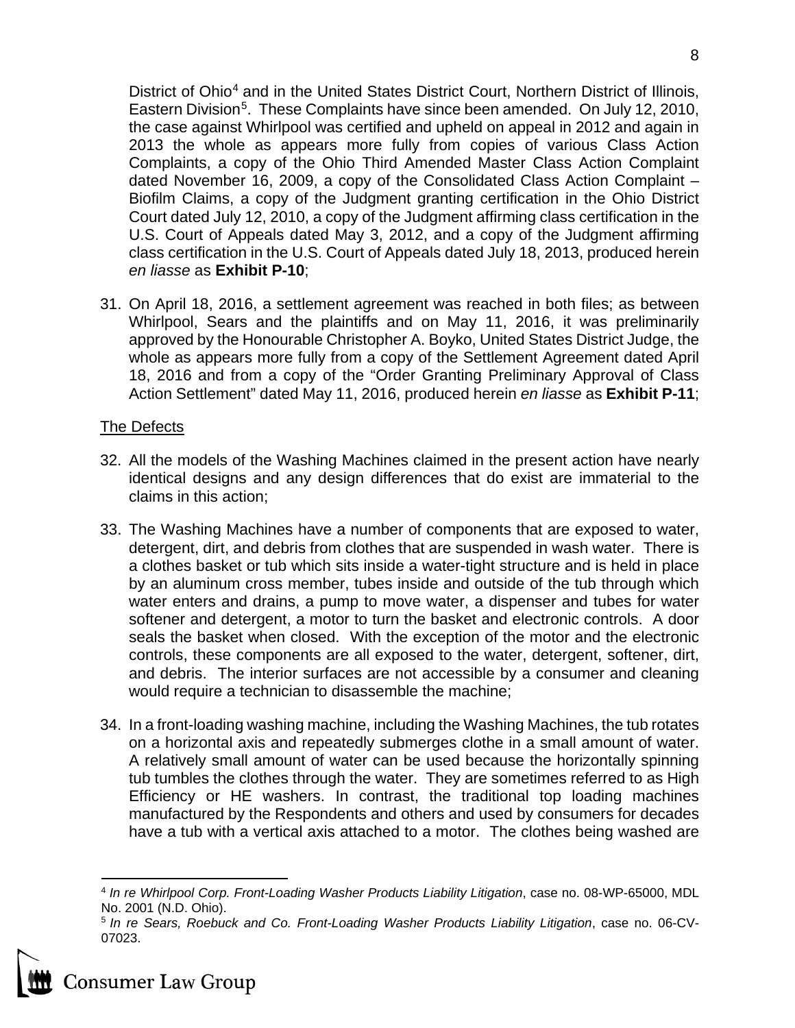District of Ohio[4] and in the United States District Court, Northern District of Illinois, Eastern Division[5]. These Complaints have since been amended. On July 12, 2010, the case against Whirlpool was certified and upheld on appeal in 2012 and again in 2013 the whole as appears more fully from copies of various Class Action Complaints, a copy of the Ohio Third Amended Master Class Action Complaint dated November 16, 2009, a copy of the Consolidated Class Action Complaint – Biofilm Claims, a copy of the Judgment granting certification in the Ohio District Court dated July 12, 2010, a copy of the Judgment affirming class certification in the U.S. Court of Appeals dated May 3, 2012, and a copy of the Judgment affirming class certification in the U.S. Court of Appeals dated July 18, 2013, produced herein *en liasse* as **Exhibit P-10**;

31. On April 18, 2016, a settlement agreement was reached in both files; as between Whirlpool, Sears and the plaintiffs and on May 11, 2016, it was preliminarily approved by the Honourable Christopher A. Boyko, United States District Judge, the whole as appears more fully from a copy of the Settlement Agreement dated April 18, 2016 and from a copy of the "Order Granting Preliminary Approval of Class Action Settlement" dated May 11, 2016, produced herein *en liasse* as **Exhibit P-11**;

<u>The Defects</u>

32. All the models of the Washing Machines claimed in the present action have nearly identical designs and any design differences that do exist are immaterial to the claims in this action;

33. The Washing Machines have a number of components that are exposed to water, detergent, dirt, and debris from clothes that are suspended in wash water. There is a clothes basket or tub which sits inside a water-tight structure and is held in place by an aluminum cross member, tubes inside and outside of the tub through which water enters and drains, a pump to move water, a dispenser and tubes for water softener and detergent, a motor to turn the basket and electronic controls. A door seals the basket when closed. With the exception of the motor and the electronic controls, these components are all exposed to the water, detergent, softener, dirt, and debris. The interior surfaces are not accessible by a consumer and cleaning would require a technician to disassemble the machine;

34. In a front-loading washing machine, including the Washing Machines, the tub rotates on a horizontal axis and repeatedly submerges clothe in a small amount of water. A relatively small amount of water can be used because the horizontally spinning tub tumbles the clothes through the water. They are sometimes referred to as High Efficiency or HE washers. In contrast, the traditional top loading machines manufactured by the Respondents and others and used by consumers for decades have a tub with a vertical axis attached to a motor. The clothes being washed are

---

[4] *In re Whirlpool Corp. Front-Loading Washer Products Liability Litigation*, case no. 08-WP-65000, MDL No. 2001 (N.D. Ohio).

[5] *In re Sears, Roebuck and Co. Front-Loading Washer Products Liability Litigation*, case no. 06-CV-07023.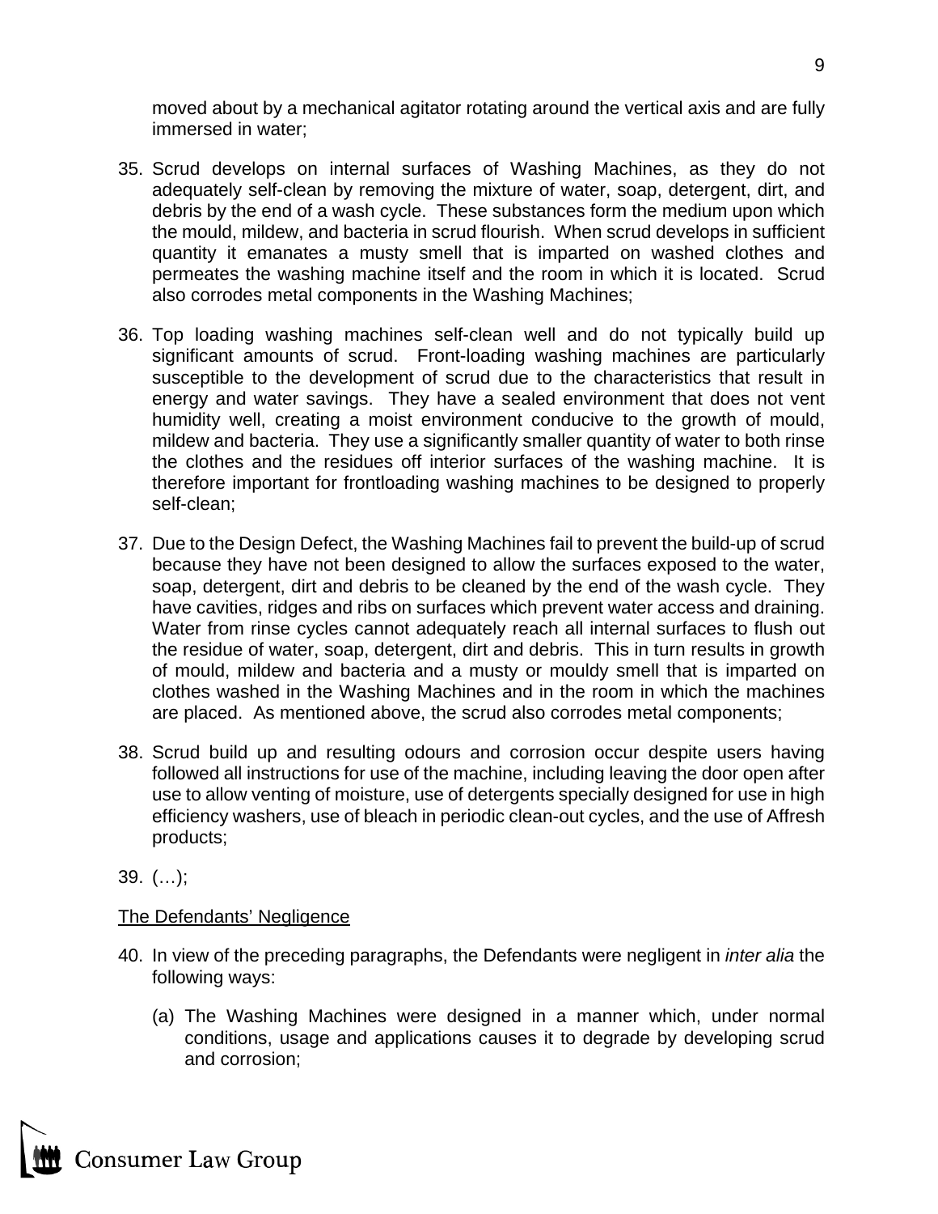moved about by a mechanical agitator rotating around the vertical axis and are fully immersed in water;

35. Scrud develops on internal surfaces of Washing Machines, as they do not adequately self-clean by removing the mixture of water, soap, detergent, dirt, and debris by the end of a wash cycle. These substances form the medium upon which the mould, mildew, and bacteria in scrud flourish. When scrud develops in sufficient quantity it emanates a musty smell that is imparted on washed clothes and permeates the washing machine itself and the room in which it is located. Scrud also corrodes metal components in the Washing Machines;

36. Top loading washing machines self-clean well and do not typically build up significant amounts of scrud. Front-loading washing machines are particularly susceptible to the development of scrud due to the characteristics that result in energy and water savings. They have a sealed environment that does not vent humidity well, creating a moist environment conducive to the growth of mould, mildew and bacteria. They use a significantly smaller quantity of water to both rinse the clothes and the residues off interior surfaces of the washing machine. It is therefore important for frontloading washing machines to be designed to properly self-clean;

37. Due to the Design Defect, the Washing Machines fail to prevent the build-up of scrud because they have not been designed to allow the surfaces exposed to the water, soap, detergent, dirt and debris to be cleaned by the end of the wash cycle. They have cavities, ridges and ribs on surfaces which prevent water access and draining. Water from rinse cycles cannot adequately reach all internal surfaces to flush out the residue of water, soap, detergent, dirt and debris. This in turn results in growth of mould, mildew and bacteria and a musty or mouldy smell that is imparted on clothes washed in the Washing Machines and in the room in which the machines are placed. As mentioned above, the scrud also corrodes metal components;

38. Scrud build up and resulting odours and corrosion occur despite users having followed all instructions for use of the machine, including leaving the door open after use to allow venting of moisture, use of detergents specially designed for use in high efficiency washers, use of bleach in periodic clean-out cycles, and the use of Affresh products;

39. (…);

<u>The Defendants' Negligence</u>

40. In view of the preceding paragraphs, the Defendants were negligent in *inter alia* the following ways:

    (a) The Washing Machines were designed in a manner which, under normal conditions, usage and applications causes it to degrade by developing scrud and corrosion;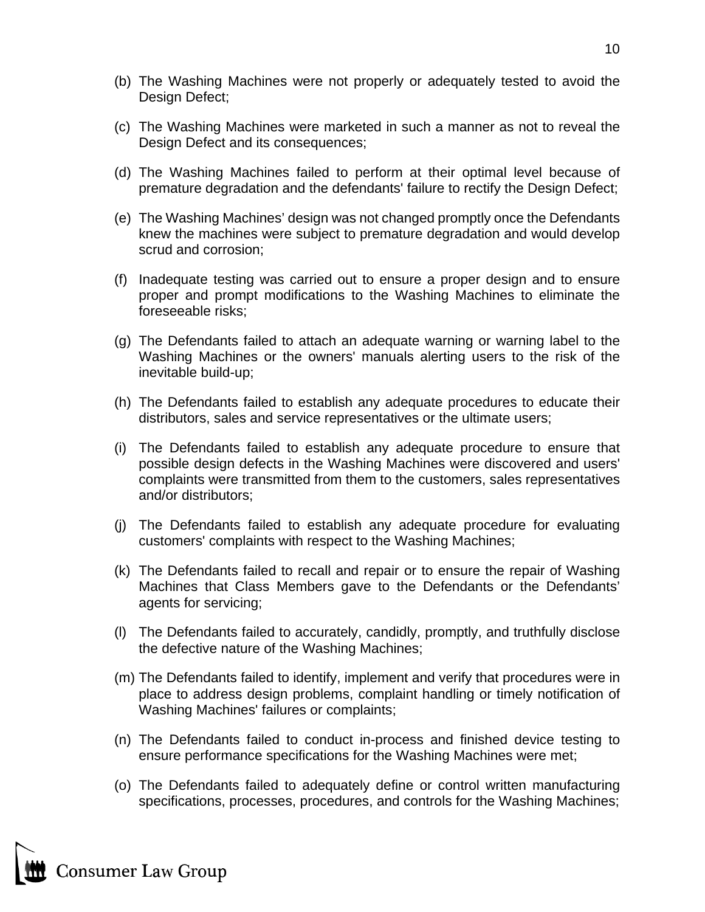(b) The Washing Machines were not properly or adequately tested to avoid the Design Defect;

(c) The Washing Machines were marketed in such a manner as not to reveal the Design Defect and its consequences;

(d) The Washing Machines failed to perform at their optimal level because of premature degradation and the defendants' failure to rectify the Design Defect;

(e) The Washing Machines' design was not changed promptly once the Defendants knew the machines were subject to premature degradation and would develop scrud and corrosion;

(f) Inadequate testing was carried out to ensure a proper design and to ensure proper and prompt modifications to the Washing Machines to eliminate the foreseeable risks;

(g) The Defendants failed to attach an adequate warning or warning label to the Washing Machines or the owners' manuals alerting users to the risk of the inevitable build-up;

(h) The Defendants failed to establish any adequate procedures to educate their distributors, sales and service representatives or the ultimate users;

(i) The Defendants failed to establish any adequate procedure to ensure that possible design defects in the Washing Machines were discovered and users' complaints were transmitted from them to the customers, sales representatives and/or distributors;

(j) The Defendants failed to establish any adequate procedure for evaluating customers' complaints with respect to the Washing Machines;

(k) The Defendants failed to recall and repair or to ensure the repair of Washing Machines that Class Members gave to the Defendants or the Defendants' agents for servicing;

(l) The Defendants failed to accurately, candidly, promptly, and truthfully disclose the defective nature of the Washing Machines;

(m) The Defendants failed to identify, implement and verify that procedures were in place to address design problems, complaint handling or timely notification of Washing Machines' failures or complaints;

(n) The Defendants failed to conduct in-process and finished device testing to ensure performance specifications for the Washing Machines were met;

(o) The Defendants failed to adequately define or control written manufacturing specifications, processes, procedures, and controls for the Washing Machines;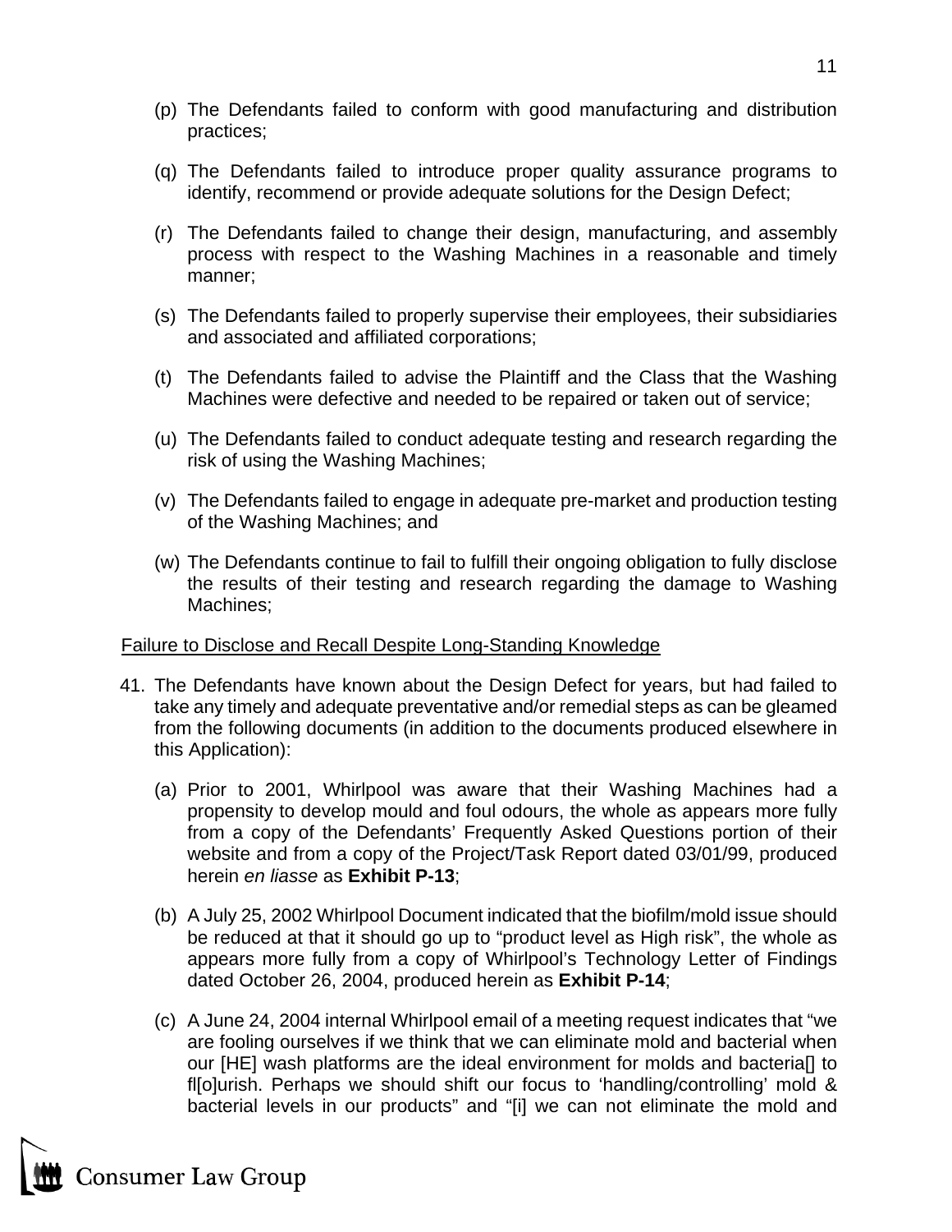(p) The Defendants failed to conform with good manufacturing and distribution practices;

(q) The Defendants failed to introduce proper quality assurance programs to identify, recommend or provide adequate solutions for the Design Defect;

(r) The Defendants failed to change their design, manufacturing, and assembly process with respect to the Washing Machines in a reasonable and timely manner;

(s) The Defendants failed to properly supervise their employees, their subsidiaries and associated and affiliated corporations;

(t) The Defendants failed to advise the Plaintiff and the Class that the Washing Machines were defective and needed to be repaired or taken out of service;

(u) The Defendants failed to conduct adequate testing and research regarding the risk of using the Washing Machines;

(v) The Defendants failed to engage in adequate pre-market and production testing of the Washing Machines; and

(w) The Defendants continue to fail to fulfill their ongoing obligation to fully disclose the results of their testing and research regarding the damage to Washing Machines;

<u>Failure to Disclose and Recall Despite Long-Standing Knowledge</u>

41. The Defendants have known about the Design Defect for years, but had failed to take any timely and adequate preventative and/or remedial steps as can be gleamed from the following documents (in addition to the documents produced elsewhere in this Application):

(a) Prior to 2001, Whirlpool was aware that their Washing Machines had a propensity to develop mould and foul odours, the whole as appears more fully from a copy of the Defendants' Frequently Asked Questions portion of their website and from a copy of the Project/Task Report dated 03/01/99, produced herein *en liasse* as **Exhibit P-13**;

(b) A July 25, 2002 Whirlpool Document indicated that the biofilm/mold issue should be reduced at that it should go up to "product level as High risk", the whole as appears more fully from a copy of Whirlpool's Technology Letter of Findings dated October 26, 2004, produced herein as **Exhibit P-14**;

(c) A June 24, 2004 internal Whirlpool email of a meeting request indicates that "we are fooling ourselves if we think that we can eliminate mold and bacterial when our [HE] wash platforms are the ideal environment for molds and bacteria[] to fl[o]urish. Perhaps we should shift our focus to 'handling/controlling' mold & bacterial levels in our products" and "[i] we can not eliminate the mold and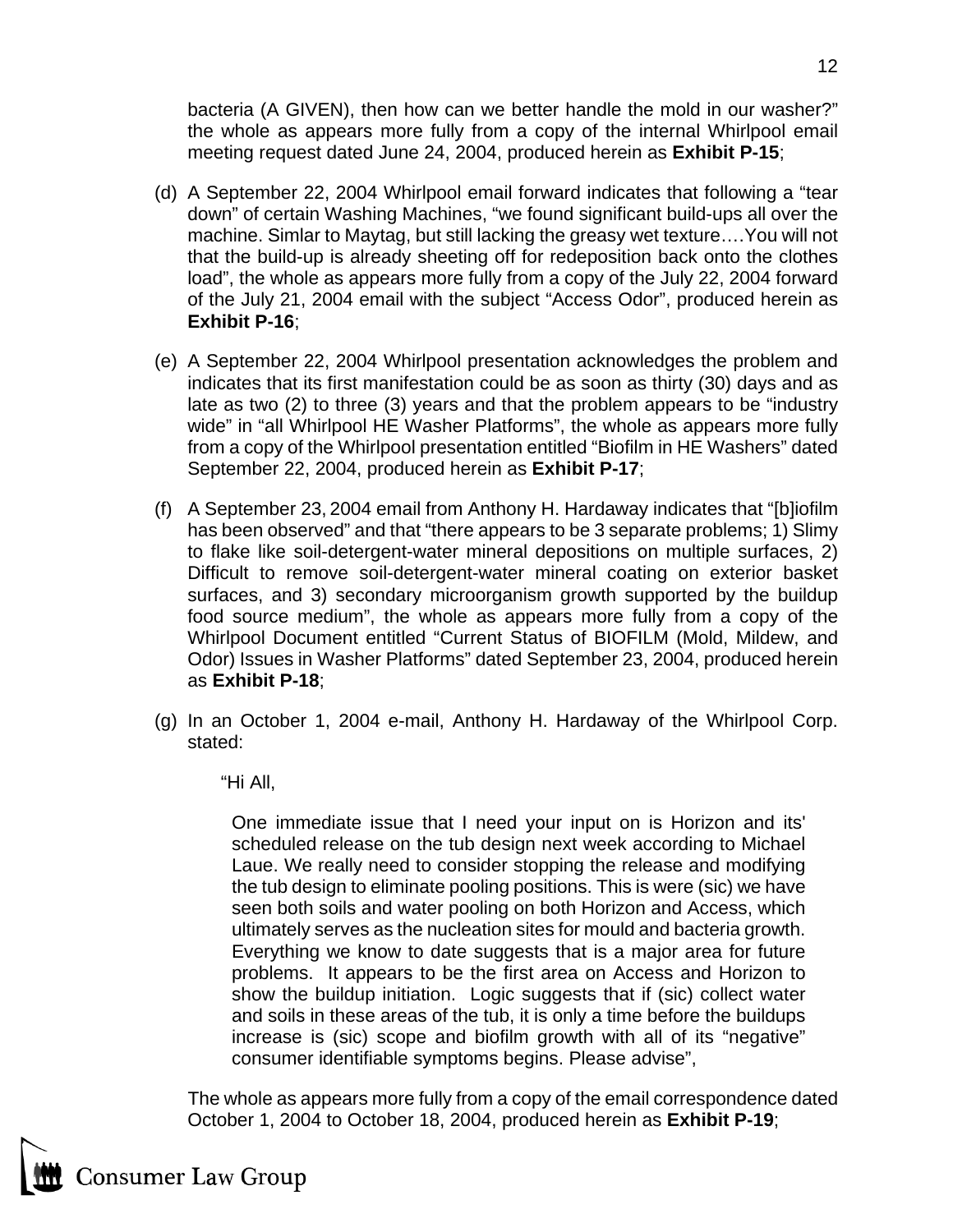bacteria (A GIVEN), then how can we better handle the mold in our washer?" the whole as appears more fully from a copy of the internal Whirlpool email meeting request dated June 24, 2004, produced herein as **Exhibit P-15**;

(d) A September 22, 2004 Whirlpool email forward indicates that following a "tear down" of certain Washing Machines, "we found significant build-ups all over the machine. Simlar to Maytag, but still lacking the greasy wet texture….You will not that the build-up is already sheeting off for redeposition back onto the clothes load", the whole as appears more fully from a copy of the July 22, 2004 forward of the July 21, 2004 email with the subject "Access Odor", produced herein as **Exhibit P-16**;

(e) A September 22, 2004 Whirlpool presentation acknowledges the problem and indicates that its first manifestation could be as soon as thirty (30) days and as late as two (2) to three (3) years and that the problem appears to be "industry wide" in "all Whirlpool HE Washer Platforms", the whole as appears more fully from a copy of the Whirlpool presentation entitled "Biofilm in HE Washers" dated September 22, 2004, produced herein as **Exhibit P-17**;

(f) A September 23, 2004 email from Anthony H. Hardaway indicates that "[b]iofilm has been observed" and that "there appears to be 3 separate problems; 1) Slimy to flake like soil-detergent-water mineral depositions on multiple surfaces, 2) Difficult to remove soil-detergent-water mineral coating on exterior basket surfaces, and 3) secondary microorganism growth supported by the buildup food source medium", the whole as appears more fully from a copy of the Whirlpool Document entitled "Current Status of BIOFILM (Mold, Mildew, and Odor) Issues in Washer Platforms" dated September 23, 2004, produced herein as **Exhibit P-18**;

(g) In an October 1, 2004 e-mail, Anthony H. Hardaway of the Whirlpool Corp. stated:

> "Hi All,
>
> One immediate issue that I need your input on is Horizon and its' scheduled release on the tub design next week according to Michael Laue. We really need to consider stopping the release and modifying the tub design to eliminate pooling positions. This is were (sic) we have seen both soils and water pooling on both Horizon and Access, which ultimately serves as the nucleation sites for mould and bacteria growth. Everything we know to date suggests that is a major area for future problems. It appears to be the first area on Access and Horizon to show the buildup initiation. Logic suggests that if (sic) collect water and soils in these areas of the tub, it is only a time before the buildups increase is (sic) scope and biofilm growth with all of its "negative" consumer identifiable symptoms begins. Please advise",

The whole as appears more fully from a copy of the email correspondence dated October 1, 2004 to October 18, 2004, produced herein as **Exhibit P-19**;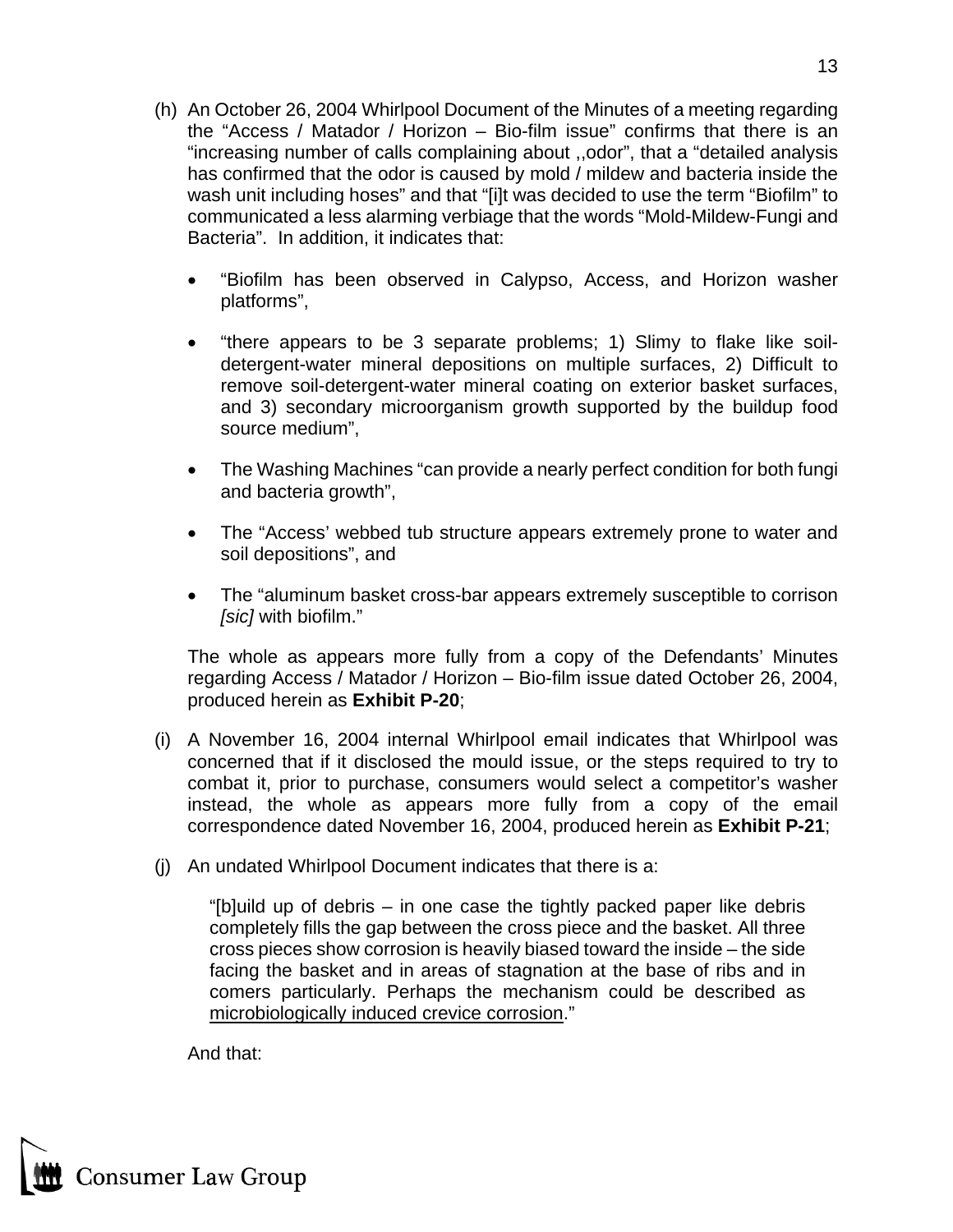(h) An October 26, 2004 Whirlpool Document of the Minutes of a meeting regarding the "Access / Matador / Horizon – Bio-film issue" confirms that there is an "increasing number of calls complaining about ,,odor", that a "detailed analysis has confirmed that the odor is caused by mold / mildew and bacteria inside the wash unit including hoses" and that "[i]t was decided to use the term "Biofilm" to communicated a less alarming verbiage that the words "Mold-Mildew-Fungi and Bacteria". In addition, it indicates that:

- "Biofilm has been observed in Calypso, Access, and Horizon washer platforms",
- "there appears to be 3 separate problems; 1) Slimy to flake like soil-detergent-water mineral depositions on multiple surfaces, 2) Difficult to remove soil-detergent-water mineral coating on exterior basket surfaces, and 3) secondary microorganism growth supported by the buildup food source medium",
- The Washing Machines "can provide a nearly perfect condition for both fungi and bacteria growth",
- The "Access' webbed tub structure appears extremely prone to water and soil depositions", and
- The "aluminum basket cross-bar appears extremely susceptible to corrison *[sic]* with biofilm."

The whole as appears more fully from a copy of the Defendants' Minutes regarding Access / Matador / Horizon – Bio-film issue dated October 26, 2004, produced herein as **Exhibit P-20**;

(i) A November 16, 2004 internal Whirlpool email indicates that Whirlpool was concerned that if it disclosed the mould issue, or the steps required to try to combat it, prior to purchase, consumers would select a competitor's washer instead, the whole as appears more fully from a copy of the email correspondence dated November 16, 2004, produced herein as **Exhibit P-21**;

(j) An undated Whirlpool Document indicates that there is a:

> "[b]uild up of debris – in one case the tightly packed paper like debris completely fills the gap between the cross piece and the basket. All three cross pieces show corrosion is heavily biased toward the inside – the side facing the basket and in areas of stagnation at the base of ribs and in comers particularly. Perhaps the mechanism could be described as <u>microbiologically induced crevice corrosion</u>."

And that: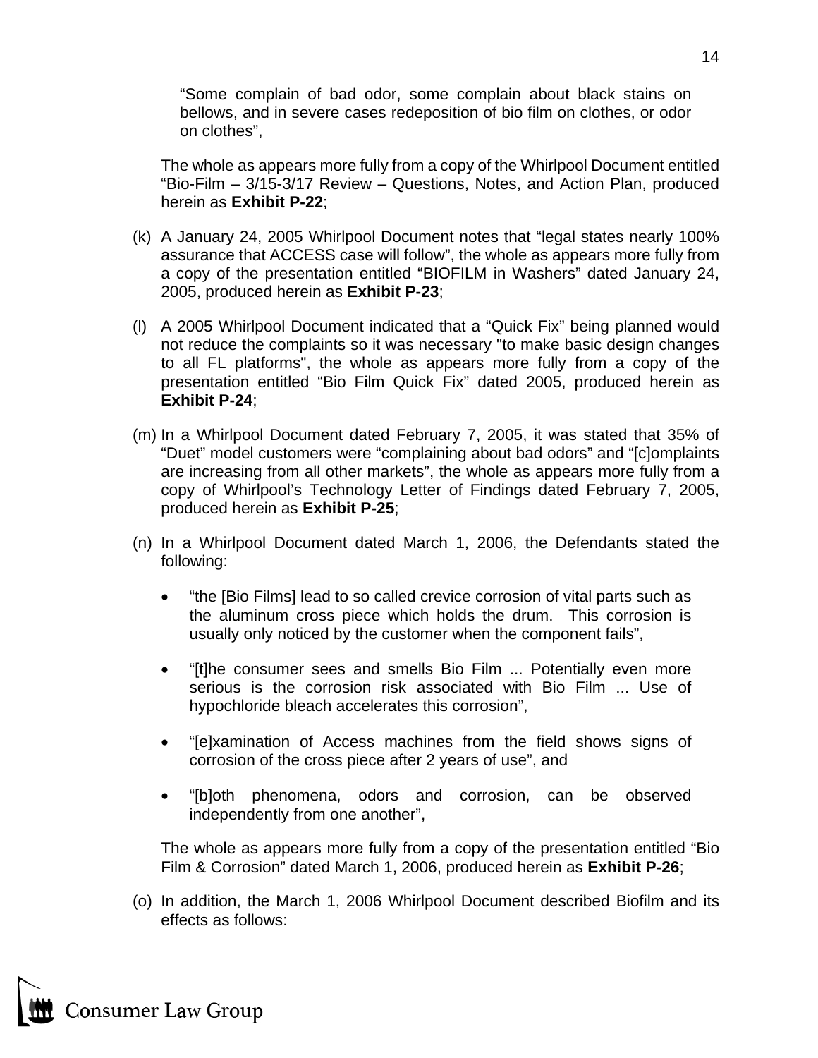> "Some complain of bad odor, some complain about black stains on bellows, and in severe cases redeposition of bio film on clothes, or odor on clothes",

The whole as appears more fully from a copy of the Whirlpool Document entitled "Bio-Film – 3/15-3/17 Review – Questions, Notes, and Action Plan, produced herein as **Exhibit P-22**;

(k) A January 24, 2005 Whirlpool Document notes that "legal states nearly 100% assurance that ACCESS case will follow", the whole as appears more fully from a copy of the presentation entitled "BIOFILM in Washers" dated January 24, 2005, produced herein as **Exhibit P-23**;

(l) A 2005 Whirlpool Document indicated that a "Quick Fix" being planned would not reduce the complaints so it was necessary "to make basic design changes to all FL platforms", the whole as appears more fully from a copy of the presentation entitled "Bio Film Quick Fix" dated 2005, produced herein as **Exhibit P-24**;

(m) In a Whirlpool Document dated February 7, 2005, it was stated that 35% of "Duet" model customers were "complaining about bad odors" and "[c]omplaints are increasing from all other markets", the whole as appears more fully from a copy of Whirlpool's Technology Letter of Findings dated February 7, 2005, produced herein as **Exhibit P-25**;

(n) In a Whirlpool Document dated March 1, 2006, the Defendants stated the following:

- "the [Bio Films] lead to so called crevice corrosion of vital parts such as the aluminum cross piece which holds the drum. This corrosion is usually only noticed by the customer when the component fails",
- "[t]he consumer sees and smells Bio Film ... Potentially even more serious is the corrosion risk associated with Bio Film ... Use of hypochloride bleach accelerates this corrosion",
- "[e]xamination of Access machines from the field shows signs of corrosion of the cross piece after 2 years of use", and
- "[b]oth phenomena, odors and corrosion, can be observed independently from one another",

The whole as appears more fully from a copy of the presentation entitled "Bio Film & Corrosion" dated March 1, 2006, produced herein as **Exhibit P-26**;

(o) In addition, the March 1, 2006 Whirlpool Document described Biofilm and its effects as follows: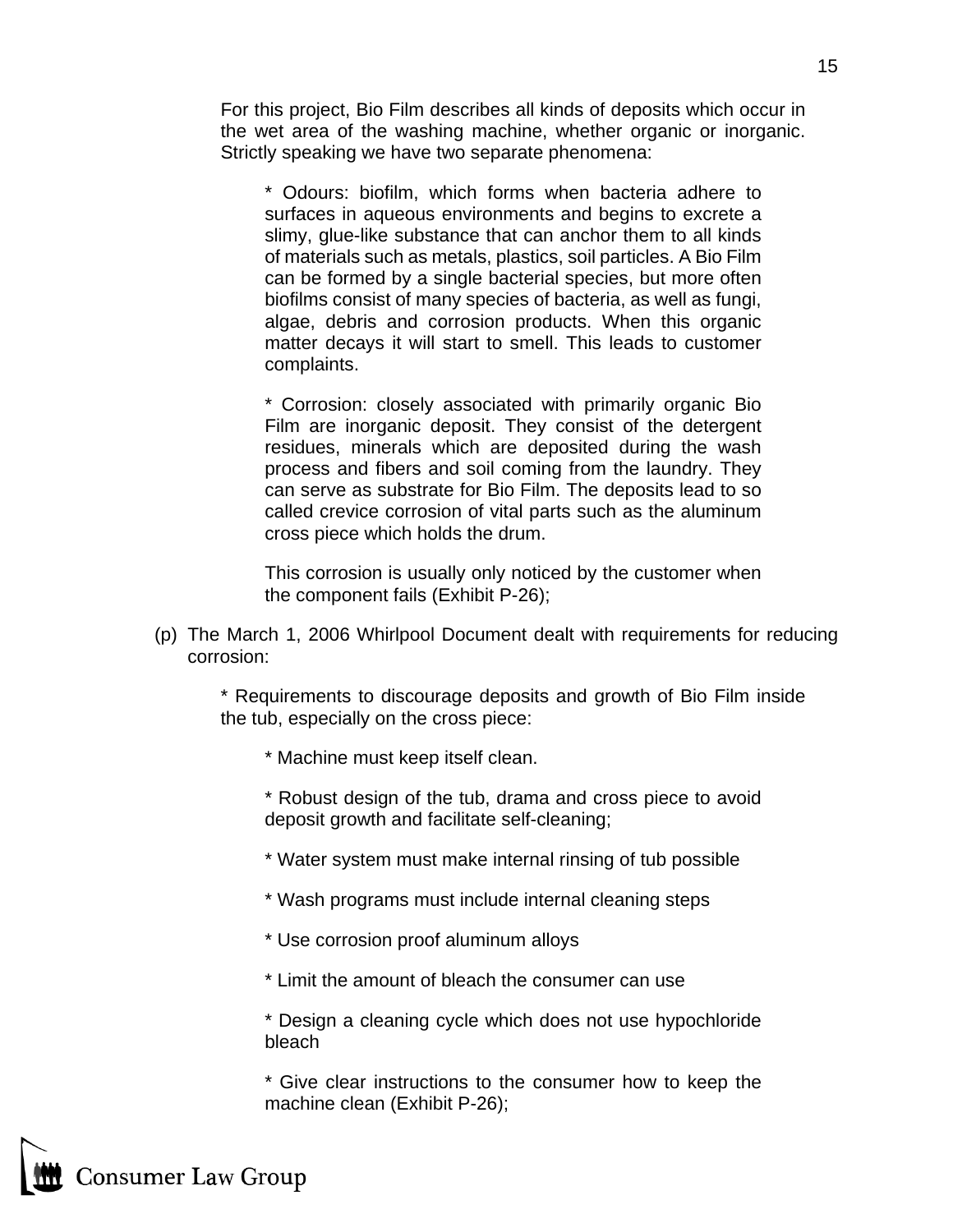For this project, Bio Film describes all kinds of deposits which occur in the wet area of the washing machine, whether organic or inorganic. Strictly speaking we have two separate phenomena:

> * Odours: biofilm, which forms when bacteria adhere to surfaces in aqueous environments and begins to excrete a slimy, glue-like substance that can anchor them to all kinds of materials such as metals, plastics, soil particles. A Bio Film can be formed by a single bacterial species, but more often biofilms consist of many species of bacteria, as well as fungi, algae, debris and corrosion products. When this organic matter decays it will start to smell. This leads to customer complaints.
>
> * Corrosion: closely associated with primarily organic Bio Film are inorganic deposit. They consist of the detergent residues, minerals which are deposited during the wash process and fibers and soil coming from the laundry. They can serve as substrate for Bio Film. The deposits lead to so called crevice corrosion of vital parts such as the aluminum cross piece which holds the drum.
>
> This corrosion is usually only noticed by the customer when the component fails (Exhibit P-26);

(p) The March 1, 2006 Whirlpool Document dealt with requirements for reducing corrosion:

> * Requirements to discourage deposits and growth of Bio Film inside the tub, especially on the cross piece:
>
> > * Machine must keep itself clean.
> >
> > * Robust design of the tub, drama and cross piece to avoid deposit growth and facilitate self-cleaning;
> >
> > * Water system must make internal rinsing of tub possible
> >
> > * Wash programs must include internal cleaning steps
> >
> > * Use corrosion proof aluminum alloys
> >
> > * Limit the amount of bleach the consumer can use
> >
> > * Design a cleaning cycle which does not use hypochloride bleach
> >
> > * Give clear instructions to the consumer how to keep the machine clean (Exhibit P-26);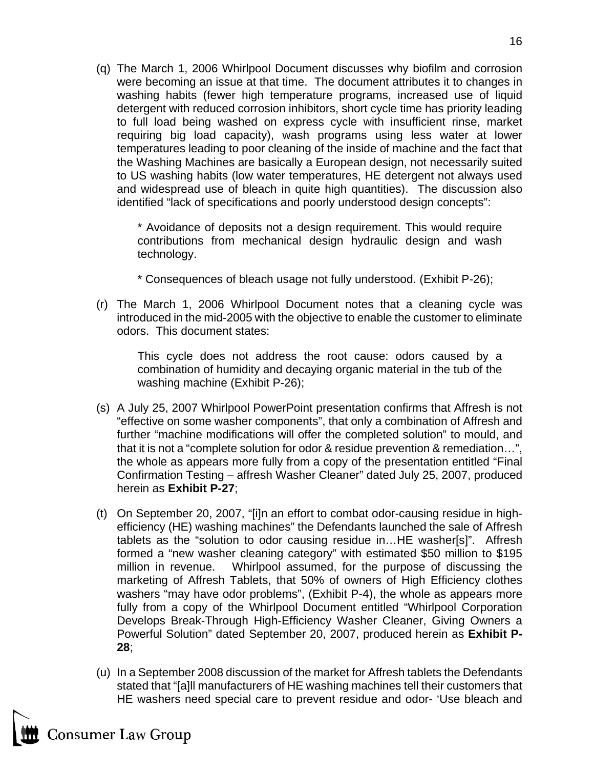(q) The March 1, 2006 Whirlpool Document discusses why biofilm and corrosion were becoming an issue at that time. The document attributes it to changes in washing habits (fewer high temperature programs, increased use of liquid detergent with reduced corrosion inhibitors, short cycle time has priority leading to full load being washed on express cycle with insufficient rinse, market requiring big load capacity), wash programs using less water at lower temperatures leading to poor cleaning of the inside of machine and the fact that the Washing Machines are basically a European design, not necessarily suited to US washing habits (low water temperatures, HE detergent not always used and widespread use of bleach in quite high quantities). The discussion also identified "lack of specifications and poorly understood design concepts":

> * Avoidance of deposits not a design requirement. This would require contributions from mechanical design hydraulic design and wash technology.
>
> * Consequences of bleach usage not fully understood. (Exhibit P-26);

(r) The March 1, 2006 Whirlpool Document notes that a cleaning cycle was introduced in the mid-2005 with the objective to enable the customer to eliminate odors. This document states:

> This cycle does not address the root cause: odors caused by a combination of humidity and decaying organic material in the tub of the washing machine (Exhibit P-26);

(s) A July 25, 2007 Whirlpool PowerPoint presentation confirms that Affresh is not "effective on some washer components", that only a combination of Affresh and further "machine modifications will offer the completed solution" to mould, and that it is not a "complete solution for odor & residue prevention & remediation…", the whole as appears more fully from a copy of the presentation entitled "Final Confirmation Testing – affresh Washer Cleaner" dated July 25, 2007, produced herein as **Exhibit P-27**;

(t) On September 20, 2007, "[i]n an effort to combat odor-causing residue in high-efficiency (HE) washing machines" the Defendants launched the sale of Affresh tablets as the "solution to odor causing residue in…HE washer[s]". Affresh formed a "new washer cleaning category" with estimated $50 million to $195 million in revenue. Whirlpool assumed, for the purpose of discussing the marketing of Affresh Tablets, that 50% of owners of High Efficiency clothes washers "may have odor problems", (Exhibit P-4), the whole as appears more fully from a copy of the Whirlpool Document entitled "Whirlpool Corporation Develops Break-Through High-Efficiency Washer Cleaner, Giving Owners a Powerful Solution" dated September 20, 2007, produced herein as **Exhibit P-28**;

(u) In a September 2008 discussion of the market for Affresh tablets the Defendants stated that "[a]ll manufacturers of HE washing machines tell their customers that HE washers need special care to prevent residue and odor- 'Use bleach and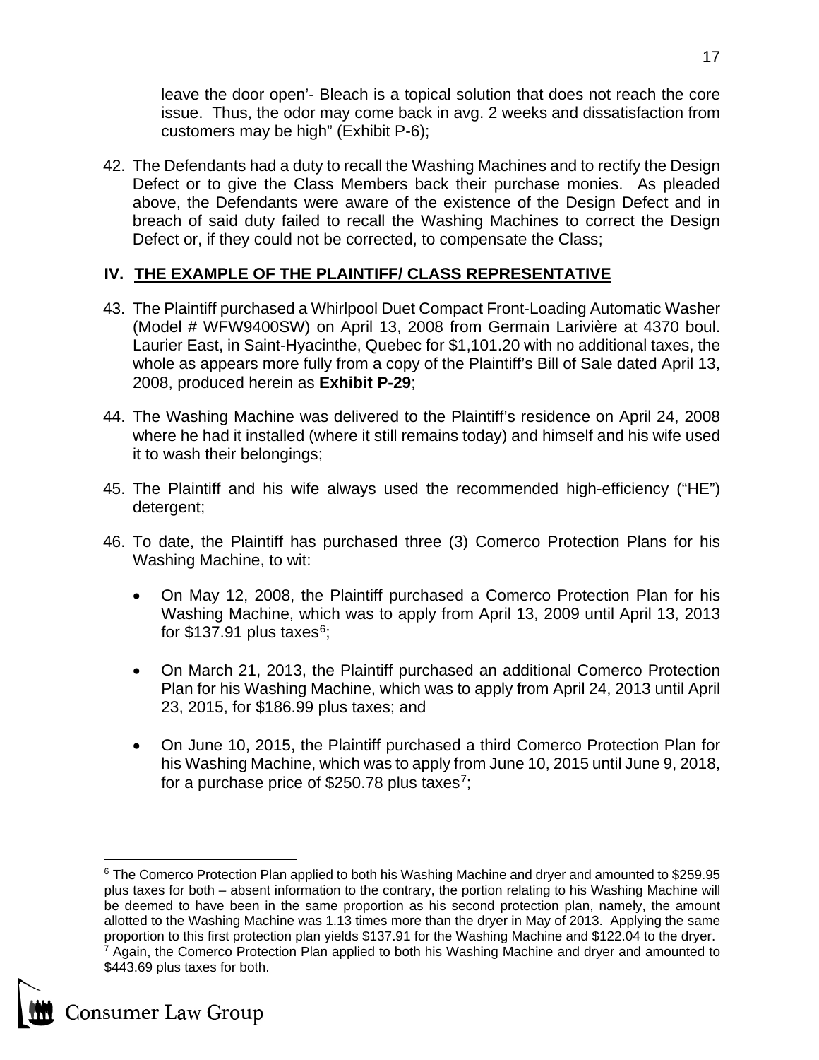leave the door open'- Bleach is a topical solution that does not reach the core issue. Thus, the odor may come back in avg. 2 weeks and dissatisfaction from customers may be high" (Exhibit P-6);

42. The Defendants had a duty to recall the Washing Machines and to rectify the Design Defect or to give the Class Members back their purchase monies. As pleaded above, the Defendants were aware of the existence of the Design Defect and in breach of said duty failed to recall the Washing Machines to correct the Design Defect or, if they could not be corrected, to compensate the Class;

## IV. THE EXAMPLE OF THE PLAINTIFF/ CLASS REPRESENTATIVE

43. The Plaintiff purchased a Whirlpool Duet Compact Front-Loading Automatic Washer (Model # WFW9400SW) on April 13, 2008 from Germain Larivière at 4370 boul. Laurier East, in Saint-Hyacinthe, Quebec for $1,101.20 with no additional taxes, the whole as appears more fully from a copy of the Plaintiff's Bill of Sale dated April 13, 2008, produced herein as **Exhibit P-29**;

44. The Washing Machine was delivered to the Plaintiff's residence on April 24, 2008 where he had it installed (where it still remains today) and himself and his wife used it to wash their belongings;

45. The Plaintiff and his wife always used the recommended high-efficiency ("HE") detergent;

46. To date, the Plaintiff has purchased three (3) Comerco Protection Plans for his Washing Machine, to wit:

   - On May 12, 2008, the Plaintiff purchased a Comerco Protection Plan for his Washing Machine, which was to apply from April 13, 2009 until April 13, 2013 for $137.91 plus taxes[6];

   - On March 21, 2013, the Plaintiff purchased an additional Comerco Protection Plan for his Washing Machine, which was to apply from April 24, 2013 until April 23, 2015, for $186.99 plus taxes; and

   - On June 10, 2015, the Plaintiff purchased a third Comerco Protection Plan for his Washing Machine, which was to apply from June 10, 2015 until June 9, 2018, for a purchase price of $250.78 plus taxes[7];

---

[6] The Comerco Protection Plan applied to both his Washing Machine and dryer and amounted to $259.95 plus taxes for both – absent information to the contrary, the portion relating to his Washing Machine will be deemed to have been in the same proportion as his second protection plan, namely, the amount allotted to the Washing Machine was 1.13 times more than the dryer in May of 2013. Applying the same proportion to this first protection plan yields $137.91 for the Washing Machine and $122.04 to the dryer.

[7] Again, the Comerco Protection Plan applied to both his Washing Machine and dryer and amounted to $443.69 plus taxes for both.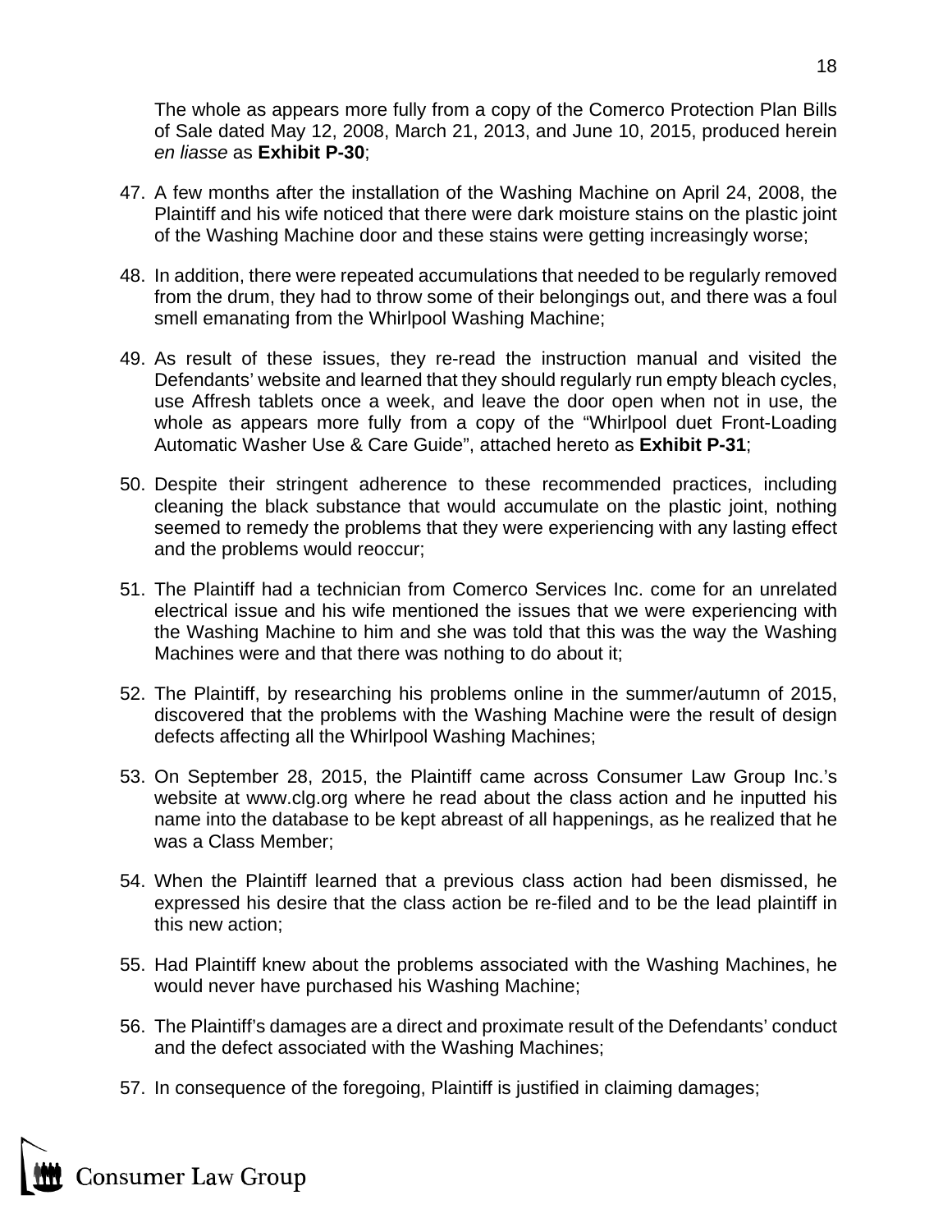The whole as appears more fully from a copy of the Comerco Protection Plan Bills of Sale dated May 12, 2008, March 21, 2013, and June 10, 2015, produced herein *en liasse* as **Exhibit P-30**;

47. A few months after the installation of the Washing Machine on April 24, 2008, the Plaintiff and his wife noticed that there were dark moisture stains on the plastic joint of the Washing Machine door and these stains were getting increasingly worse;

48. In addition, there were repeated accumulations that needed to be regularly removed from the drum, they had to throw some of their belongings out, and there was a foul smell emanating from the Whirlpool Washing Machine;

49. As result of these issues, they re-read the instruction manual and visited the Defendants' website and learned that they should regularly run empty bleach cycles, use Affresh tablets once a week, and leave the door open when not in use, the whole as appears more fully from a copy of the "Whirlpool duet Front-Loading Automatic Washer Use & Care Guide", attached hereto as **Exhibit P-31**;

50. Despite their stringent adherence to these recommended practices, including cleaning the black substance that would accumulate on the plastic joint, nothing seemed to remedy the problems that they were experiencing with any lasting effect and the problems would reoccur;

51. The Plaintiff had a technician from Comerco Services Inc. come for an unrelated electrical issue and his wife mentioned the issues that we were experiencing with the Washing Machine to him and she was told that this was the way the Washing Machines were and that there was nothing to do about it;

52. The Plaintiff, by researching his problems online in the summer/autumn of 2015, discovered that the problems with the Washing Machine were the result of design defects affecting all the Whirlpool Washing Machines;

53. On September 28, 2015, the Plaintiff came across Consumer Law Group Inc.'s website at www.clg.org where he read about the class action and he inputted his name into the database to be kept abreast of all happenings, as he realized that he was a Class Member;

54. When the Plaintiff learned that a previous class action had been dismissed, he expressed his desire that the class action be re-filed and to be the lead plaintiff in this new action;

55. Had Plaintiff knew about the problems associated with the Washing Machines, he would never have purchased his Washing Machine;

56. The Plaintiff's damages are a direct and proximate result of the Defendants' conduct and the defect associated with the Washing Machines;

57. In consequence of the foregoing, Plaintiff is justified in claiming damages;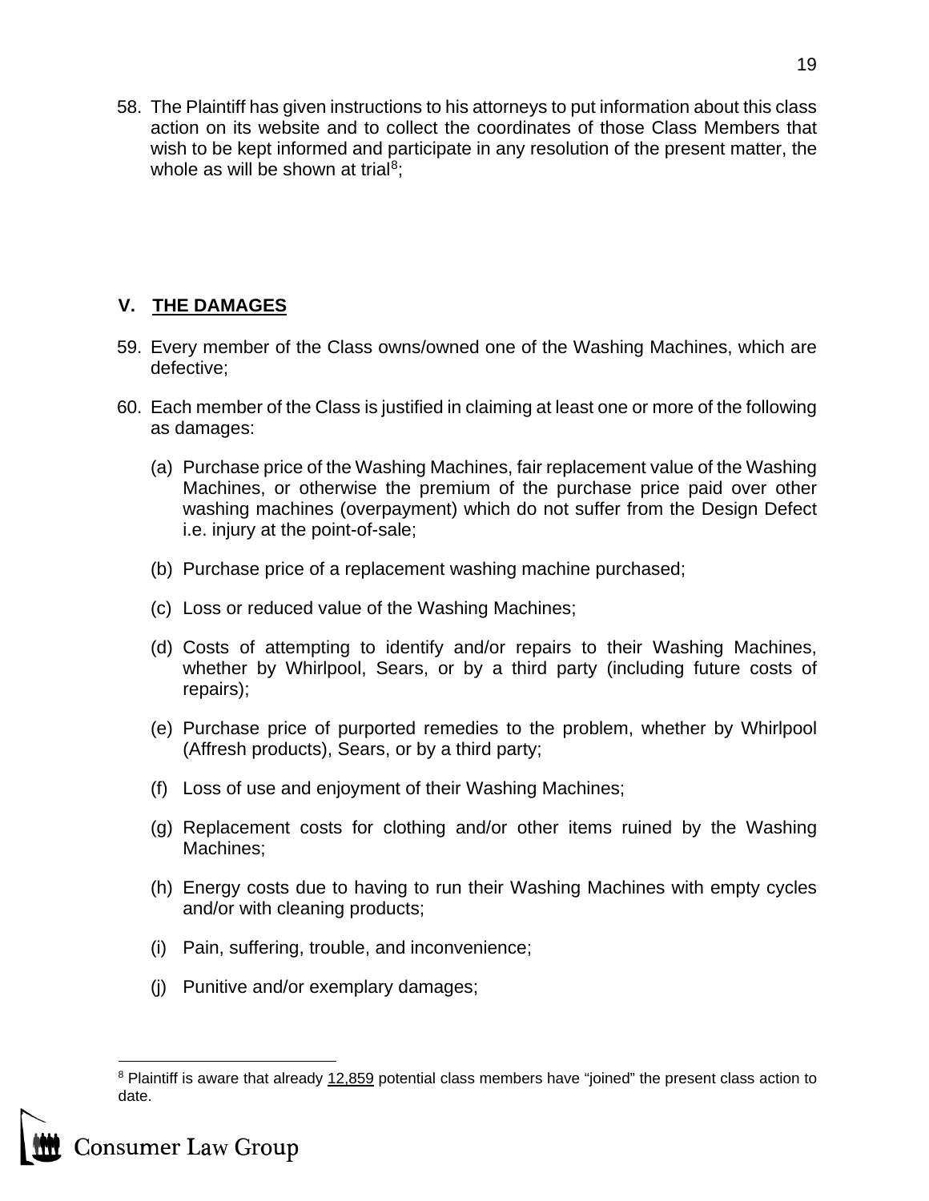58. The Plaintiff has given instructions to his attorneys to put information about this class action on its website and to collect the coordinates of those Class Members that wish to be kept informed and participate in any resolution of the present matter, the whole as will be shown at trial[8];

## V. THE DAMAGES

59. Every member of the Class owns/owned one of the Washing Machines, which are defective;

60. Each member of the Class is justified in claiming at least one or more of the following as damages:

    (a) Purchase price of the Washing Machines, fair replacement value of the Washing Machines, or otherwise the premium of the purchase price paid over other washing machines (overpayment) which do not suffer from the Design Defect i.e. injury at the point-of-sale;

    (b) Purchase price of a replacement washing machine purchased;

    (c) Loss or reduced value of the Washing Machines;

    (d) Costs of attempting to identify and/or repairs to their Washing Machines, whether by Whirlpool, Sears, or by a third party (including future costs of repairs);

    (e) Purchase price of purported remedies to the problem, whether by Whirlpool (Affresh products), Sears, or by a third party;

    (f) Loss of use and enjoyment of their Washing Machines;

    (g) Replacement costs for clothing and/or other items ruined by the Washing Machines;

    (h) Energy costs due to having to run their Washing Machines with empty cycles and/or with cleaning products;

    (i) Pain, suffering, trouble, and inconvenience;

    (j) Punitive and/or exemplary damages;

---

[8] Plaintiff is aware that already 12,859 potential class members have "joined" the present class action to date.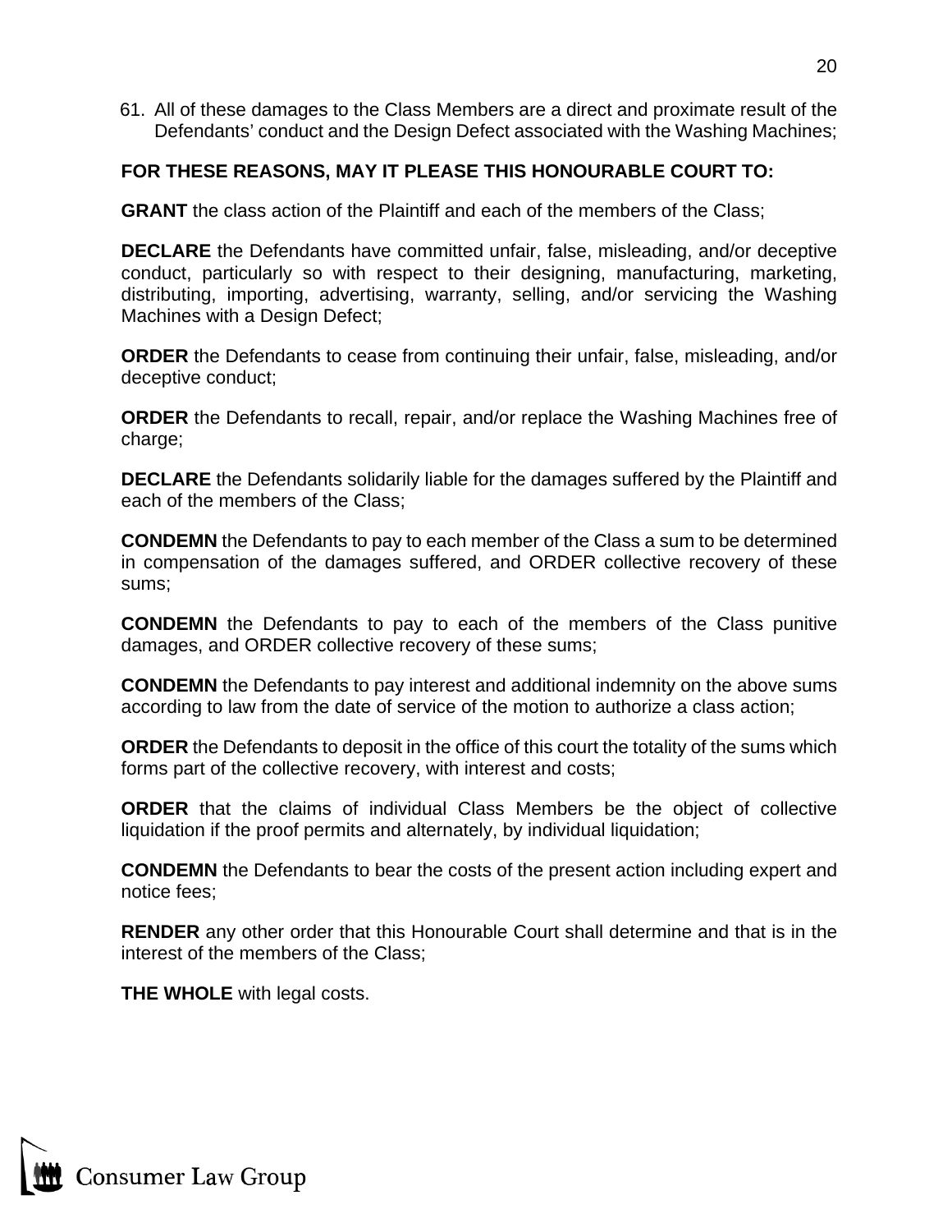61. All of these damages to the Class Members are a direct and proximate result of the Defendants' conduct and the Design Defect associated with the Washing Machines;

**FOR THESE REASONS, MAY IT PLEASE THIS HONOURABLE COURT TO:**

**GRANT** the class action of the Plaintiff and each of the members of the Class;

**DECLARE** the Defendants have committed unfair, false, misleading, and/or deceptive conduct, particularly so with respect to their designing, manufacturing, marketing, distributing, importing, advertising, warranty, selling, and/or servicing the Washing Machines with a Design Defect;

**ORDER** the Defendants to cease from continuing their unfair, false, misleading, and/or deceptive conduct;

**ORDER** the Defendants to recall, repair, and/or replace the Washing Machines free of charge;

**DECLARE** the Defendants solidarily liable for the damages suffered by the Plaintiff and each of the members of the Class;

**CONDEMN** the Defendants to pay to each member of the Class a sum to be determined in compensation of the damages suffered, and ORDER collective recovery of these sums;

**CONDEMN** the Defendants to pay to each of the members of the Class punitive damages, and ORDER collective recovery of these sums;

**CONDEMN** the Defendants to pay interest and additional indemnity on the above sums according to law from the date of service of the motion to authorize a class action;

**ORDER** the Defendants to deposit in the office of this court the totality of the sums which forms part of the collective recovery, with interest and costs;

**ORDER** that the claims of individual Class Members be the object of collective liquidation if the proof permits and alternately, by individual liquidation;

**CONDEMN** the Defendants to bear the costs of the present action including expert and notice fees;

**RENDER** any other order that this Honourable Court shall determine and that is in the interest of the members of the Class;

**THE WHOLE** with legal costs.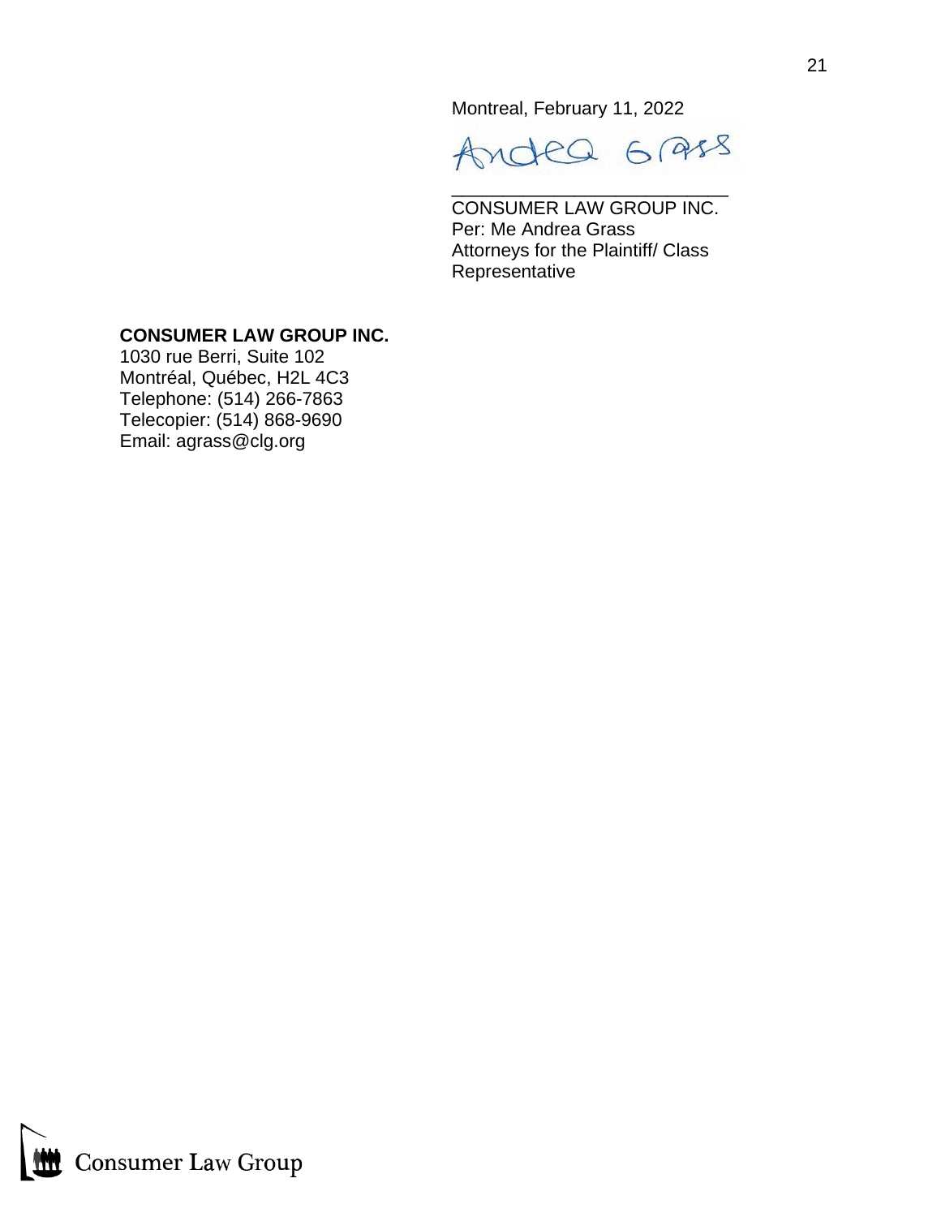Montreal, February 11, 2022

Andrea Grass

\_\_\_\_\_\_\_\_\_\_\_\_\_\_\_\_\_\_\_\_\_\_\_\_\_\_\_\_\_

CONSUMER LAW GROUP INC.
Per: Me Andrea Grass
Attorneys for the Plaintiff/ Class Representative

**CONSUMER LAW GROUP INC.**
1030 rue Berri, Suite 102
Montréal, Québec, H2L 4C3
Telephone: (514) 266-7863
Telecopier: (514) 868-9690
Email: agrass@clg.org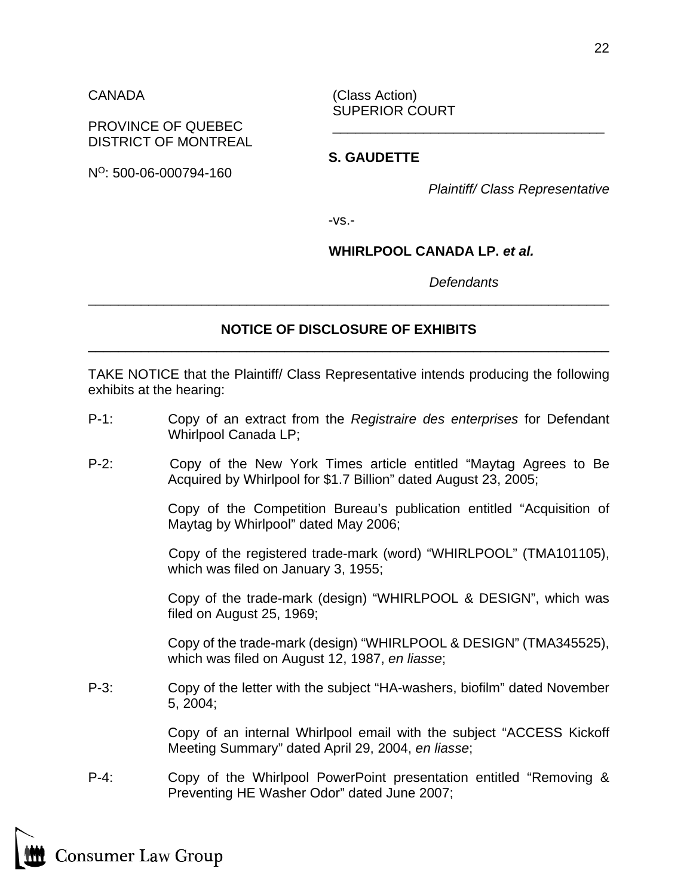CANADA

PROVINCE OF QUEBEC
DISTRICT OF MONTREAL

N[O]: 500-06-000794-160

(Class Action)
SUPERIOR COURT

---

**S. GAUDETTE**

*Plaintiff/ Class Representative*

-vs.-

**WHIRLPOOL CANADA LP. *et al.***

*Defendants*

---

## NOTICE OF DISCLOSURE OF EXHIBITS

---

TAKE NOTICE that the Plaintiff/ Class Representative intends producing the following exhibits at the hearing:

P-1: Copy of an extract from the *Registraire des enterprises* for Defendant Whirlpool Canada LP;

P-2: Copy of the New York Times article entitled "Maytag Agrees to Be Acquired by Whirlpool for $1.7 Billion" dated August 23, 2005;

Copy of the Competition Bureau's publication entitled "Acquisition of Maytag by Whirlpool" dated May 2006;

Copy of the registered trade-mark (word) "WHIRLPOOL" (TMA101105), which was filed on January 3, 1955;

Copy of the trade-mark (design) "WHIRLPOOL & DESIGN", which was filed on August 25, 1969;

Copy of the trade-mark (design) "WHIRLPOOL & DESIGN" (TMA345525), which was filed on August 12, 1987, *en liasse*;

P-3: Copy of the letter with the subject "HA-washers, biofilm" dated November 5, 2004;

Copy of an internal Whirlpool email with the subject "ACCESS Kickoff Meeting Summary" dated April 29, 2004, *en liasse*;

P-4: Copy of the Whirlpool PowerPoint presentation entitled "Removing & Preventing HE Washer Odor" dated June 2007;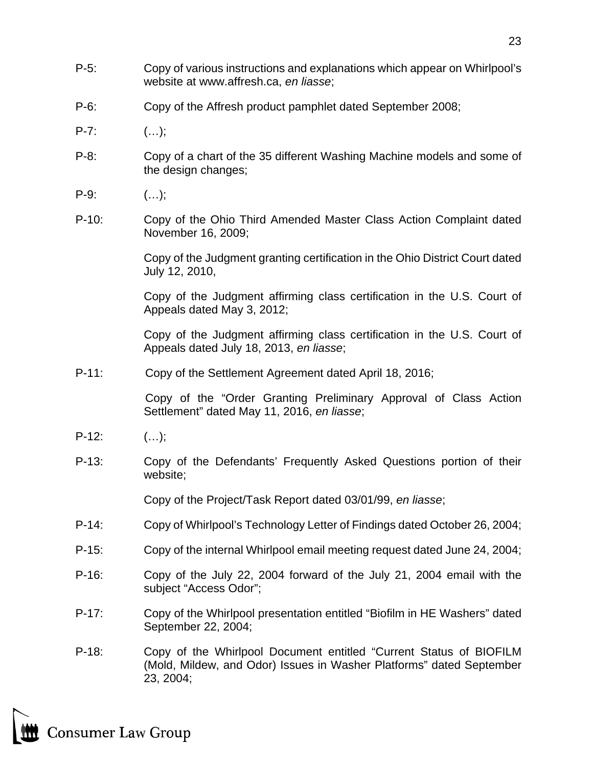P-5: Copy of various instructions and explanations which appear on Whirlpool's website at www.affresh.ca, *en liasse*;

P-6: Copy of the Affresh product pamphlet dated September 2008;

P-7: (…);

P-8: Copy of a chart of the 35 different Washing Machine models and some of the design changes;

P-9: (…);

P-10: Copy of the Ohio Third Amended Master Class Action Complaint dated November 16, 2009;

Copy of the Judgment granting certification in the Ohio District Court dated July 12, 2010,

Copy of the Judgment affirming class certification in the U.S. Court of Appeals dated May 3, 2012;

Copy of the Judgment affirming class certification in the U.S. Court of Appeals dated July 18, 2013, *en liasse*;

P-11: Copy of the Settlement Agreement dated April 18, 2016;

Copy of the "Order Granting Preliminary Approval of Class Action Settlement" dated May 11, 2016, *en liasse*;

P-12: (…);

P-13: Copy of the Defendants' Frequently Asked Questions portion of their website;

Copy of the Project/Task Report dated 03/01/99, *en liasse*;

P-14: Copy of Whirlpool's Technology Letter of Findings dated October 26, 2004;

P-15: Copy of the internal Whirlpool email meeting request dated June 24, 2004;

P-16: Copy of the July 22, 2004 forward of the July 21, 2004 email with the subject "Access Odor";

P-17: Copy of the Whirlpool presentation entitled "Biofilm in HE Washers" dated September 22, 2004;

P-18: Copy of the Whirlpool Document entitled "Current Status of BIOFILM (Mold, Mildew, and Odor) Issues in Washer Platforms" dated September 23, 2004;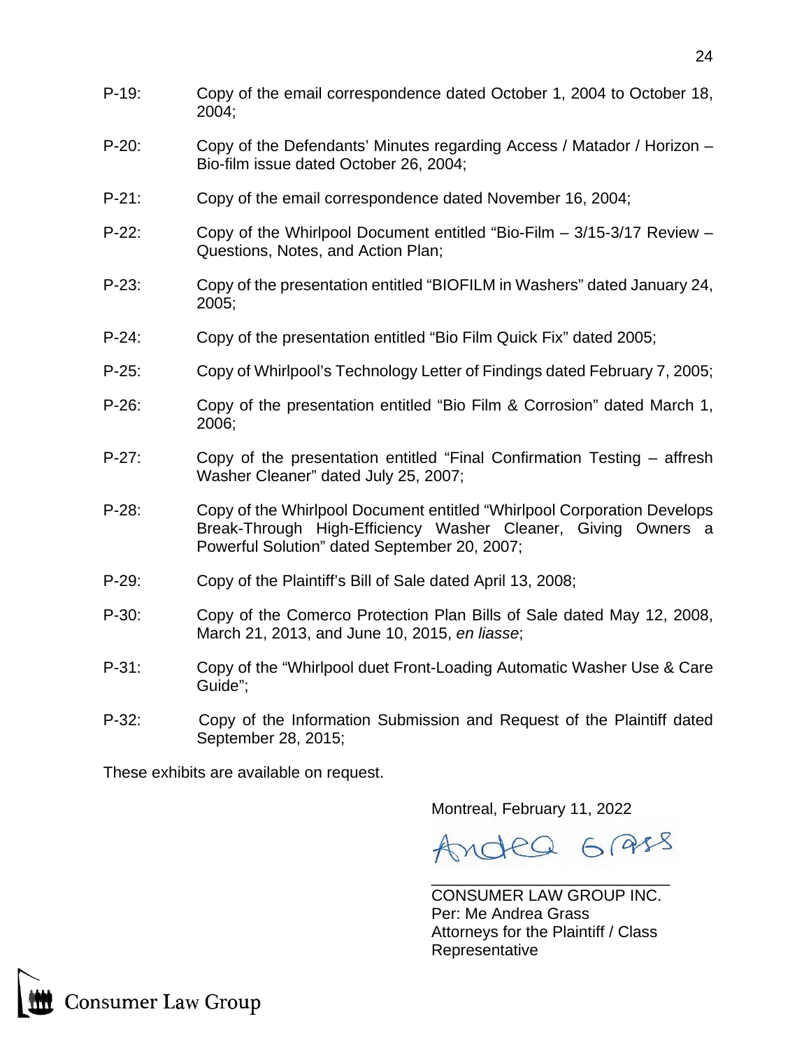P-19: Copy of the email correspondence dated October 1, 2004 to October 18, 2004;

P-20: Copy of the Defendants' Minutes regarding Access / Matador / Horizon – Bio-film issue dated October 26, 2004;

P-21: Copy of the email correspondence dated November 16, 2004;

P-22: Copy of the Whirlpool Document entitled "Bio-Film – 3/15-3/17 Review – Questions, Notes, and Action Plan;

P-23: Copy of the presentation entitled "BIOFILM in Washers" dated January 24, 2005;

P-24: Copy of the presentation entitled "Bio Film Quick Fix" dated 2005;

P-25: Copy of Whirlpool's Technology Letter of Findings dated February 7, 2005;

P-26: Copy of the presentation entitled "Bio Film & Corrosion" dated March 1, 2006;

P-27: Copy of the presentation entitled "Final Confirmation Testing – affresh Washer Cleaner" dated July 25, 2007;

P-28: Copy of the Whirlpool Document entitled "Whirlpool Corporation Develops Break-Through High-Efficiency Washer Cleaner, Giving Owners a Powerful Solution" dated September 20, 2007;

P-29: Copy of the Plaintiff's Bill of Sale dated April 13, 2008;

P-30: Copy of the Comerco Protection Plan Bills of Sale dated May 12, 2008, March 21, 2013, and June 10, 2015, *en liasse*;

P-31: Copy of the "Whirlpool duet Front-Loading Automatic Washer Use & Care Guide";

P-32: Copy of the Information Submission and Request of the Plaintiff dated September 28, 2015;

These exhibits are available on request.

Montreal, February 11, 2022

Andrea Grass

\_\_\_\_\_\_\_\_\_\_\_\_\_\_\_\_\_\_\_\_\_\_\_\_\_\_\_\_\_\_

CONSUMER LAW GROUP INC.
Per: Me Andrea Grass
Attorneys for the Plaintiff / Class Representative

Consumer Law Group